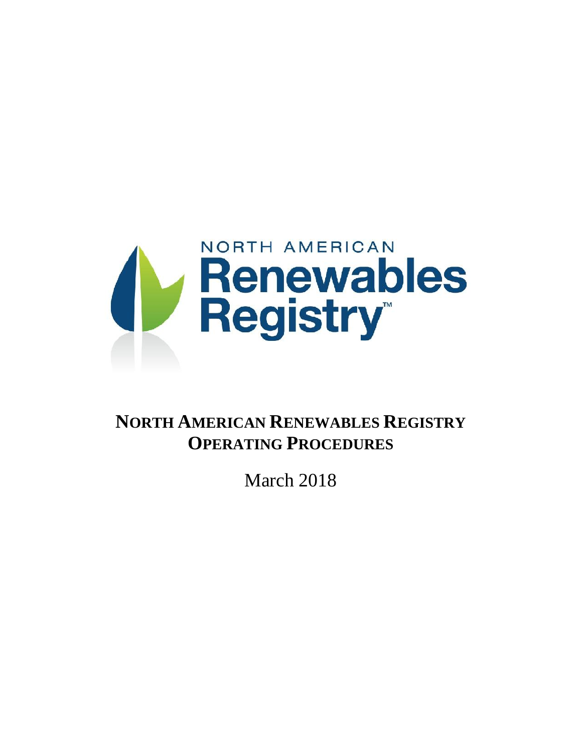# NORTH AMERICAN RENEWABLES REGISTRY OPERATING PROCEDURES

March 2018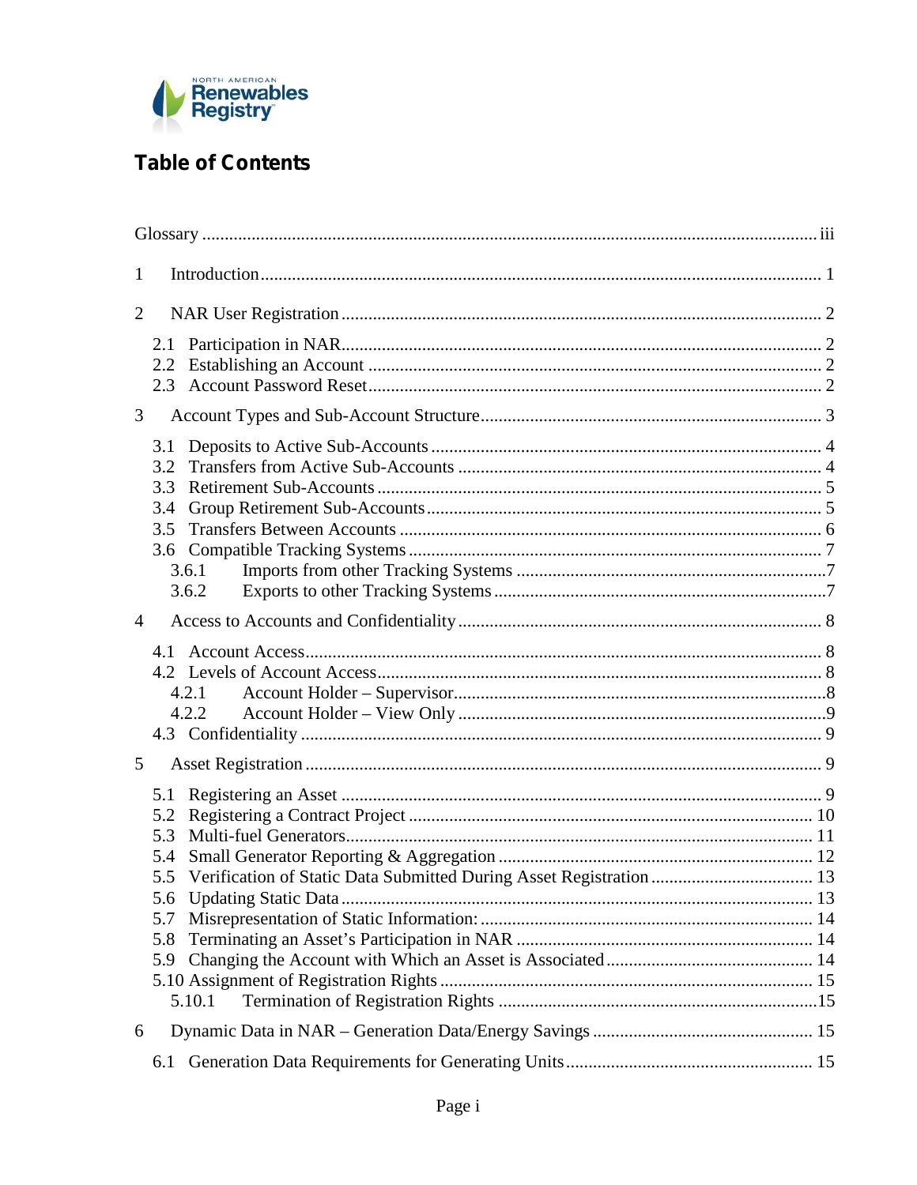# Table of Contents

Glossary ........................................................................................................................ iii

1 Introduction ........................................................................................................................ 1

2 NAR User Registration ........................................................................................................ 2

- 2.1 Participation in NAR ........................................................................................................ 2
- 2.2 Establishing an Account ................................................................................................... 2
- 2.3 Account Password Reset ................................................................................................... 2

3 Account Types and Sub-Account Structure ........................................................................... 3

- 3.1 Deposits to Active Sub-Accounts ...................................................................................... 4
- 3.2 Transfers from Active Sub-Accounts ................................................................................ 4
- 3.3 Retirement Sub-Accounts .................................................................................................. 5
- 3.4 Group Retirement Sub-Accounts ....................................................................................... 5
- 3.5 Transfers Between Accounts ............................................................................................. 6
- 3.6 Compatible Tracking Systems ........................................................................................... 7
  - 3.6.1 Imports from other Tracking Systems ...................................................................... 7
  - 3.6.2 Exports to other Tracking Systems .......................................................................... 7

4 Access to Accounts and Confidentiality ................................................................................ 8

- 4.1 Account Access ................................................................................................................. 8
- 4.2 Levels of Account Access .................................................................................................. 8
  - 4.2.1 Account Holder – Supervisor .................................................................................... 8
  - 4.2.2 Account Holder – View Only ................................................................................... 9
- 4.3 Confidentiality .................................................................................................................. 9

5 Asset Registration .................................................................................................................. 9

- 5.1 Registering an Asset ......................................................................................................... 9
- 5.2 Registering a Contract Project ......................................................................................... 10
- 5.3 Multi-fuel Generators ....................................................................................................... 11
- 5.4 Small Generator Reporting & Aggregation ..................................................................... 12
- 5.5 Verification of Static Data Submitted During Asset Registration .................................... 13
- 5.6 Updating Static Data ........................................................................................................ 13
- 5.7 Misrepresentation of Static Information: .......................................................................... 14
- 5.8 Terminating an Asset's Participation in NAR ................................................................. 14
- 5.9 Changing the Account with Which an Asset is Associated ............................................. 14
- 5.10 Assignment of Registration Rights ................................................................................ 15
  - 5.10.1 Termination of Registration Rights ....................................................................... 15

6 Dynamic Data in NAR – Generation Data/Energy Savings ................................................. 15

- 6.1 Generation Data Requirements for Generating Units ....................................................... 15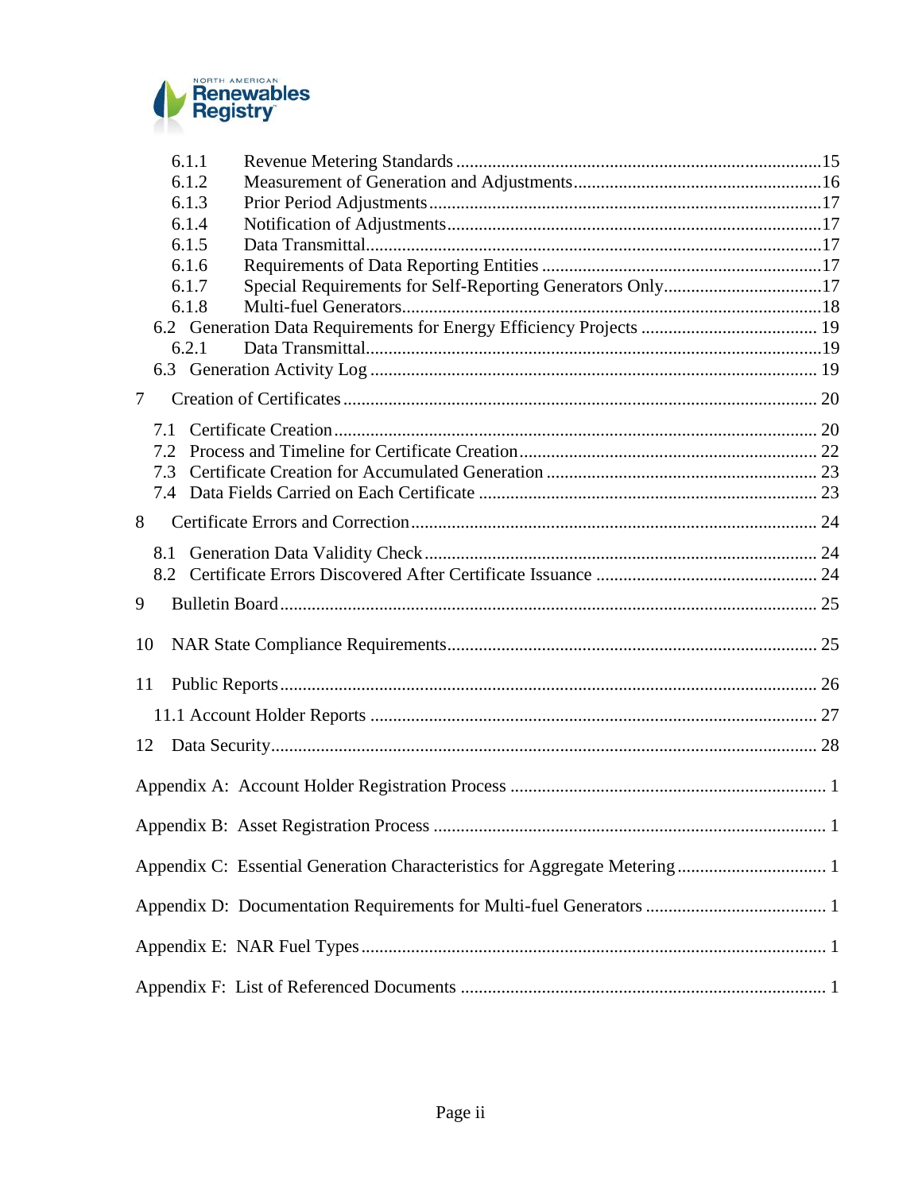- 6.1.1 Revenue Metering Standards ....15
- 6.1.2 Measurement of Generation and Adjustments ....16
- 6.1.3 Prior Period Adjustments ....17
- 6.1.4 Notification of Adjustments ....17
- 6.1.5 Data Transmittal ....17
- 6.1.6 Requirements of Data Reporting Entities ....17
- 6.1.7 Special Requirements for Self-Reporting Generators Only ....17
- 6.1.8 Multi-fuel Generators ....18
- 6.2 Generation Data Requirements for Energy Efficiency Projects .... 19
- 6.2.1 Data Transmittal ....19
- 6.3 Generation Activity Log .... 19

7 Creation of Certificates .... 20

- 7.1 Certificate Creation .... 20
- 7.2 Process and Timeline for Certificate Creation .... 22
- 7.3 Certificate Creation for Accumulated Generation .... 23
- 7.4 Data Fields Carried on Each Certificate .... 23

8 Certificate Errors and Correction .... 24

- 8.1 Generation Data Validity Check .... 24
- 8.2 Certificate Errors Discovered After Certificate Issuance .... 24

9 Bulletin Board .... 25

10 NAR State Compliance Requirements .... 25

11 Public Reports .... 26

- 11.1 Account Holder Reports .... 27

12 Data Security .... 28

Appendix A: Account Holder Registration Process .... 1

Appendix B: Asset Registration Process .... 1

Appendix C: Essential Generation Characteristics for Aggregate Metering .... 1

Appendix D: Documentation Requirements for Multi-fuel Generators .... 1

Appendix E: NAR Fuel Types .... 1

Appendix F: List of Referenced Documents .... 1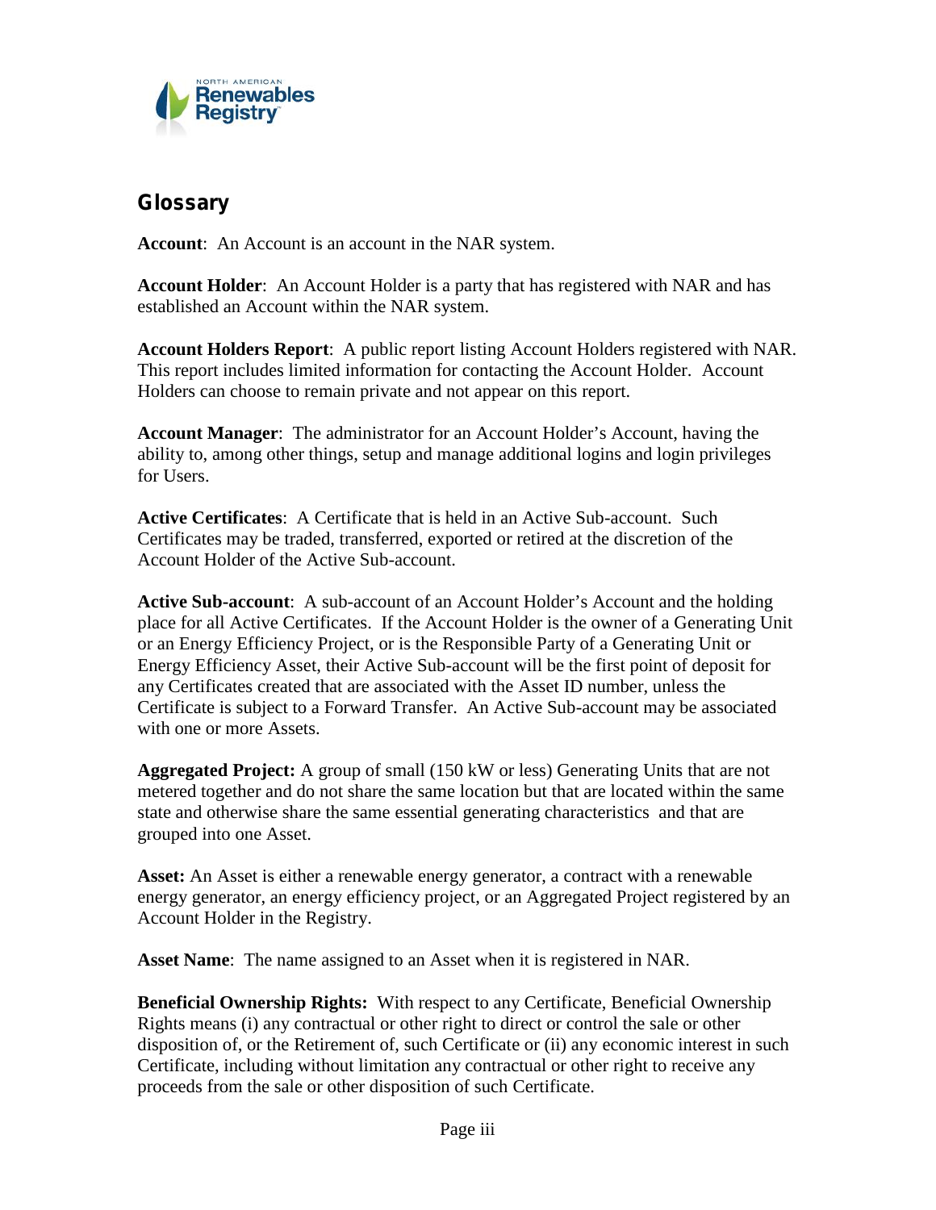## Glossary

**Account**: An Account is an account in the NAR system.

**Account Holder**: An Account Holder is a party that has registered with NAR and has established an Account within the NAR system.

**Account Holders Report**: A public report listing Account Holders registered with NAR. This report includes limited information for contacting the Account Holder. Account Holders can choose to remain private and not appear on this report.

**Account Manager**: The administrator for an Account Holder's Account, having the ability to, among other things, setup and manage additional logins and login privileges for Users.

**Active Certificates**: A Certificate that is held in an Active Sub-account. Such Certificates may be traded, transferred, exported or retired at the discretion of the Account Holder of the Active Sub-account.

**Active Sub-account**: A sub-account of an Account Holder's Account and the holding place for all Active Certificates. If the Account Holder is the owner of a Generating Unit or an Energy Efficiency Project, or is the Responsible Party of a Generating Unit or Energy Efficiency Asset, their Active Sub-account will be the first point of deposit for any Certificates created that are associated with the Asset ID number, unless the Certificate is subject to a Forward Transfer. An Active Sub-account may be associated with one or more Assets.

**Aggregated Project:** A group of small (150 kW or less) Generating Units that are not metered together and do not share the same location but that are located within the same state and otherwise share the same essential generating characteristics and that are grouped into one Asset.

**Asset:** An Asset is either a renewable energy generator, a contract with a renewable energy generator, an energy efficiency project, or an Aggregated Project registered by an Account Holder in the Registry.

**Asset Name**: The name assigned to an Asset when it is registered in NAR.

**Beneficial Ownership Rights:** With respect to any Certificate, Beneficial Ownership Rights means (i) any contractual or other right to direct or control the sale or other disposition of, or the Retirement of, such Certificate or (ii) any economic interest in such Certificate, including without limitation any contractual or other right to receive any proceeds from the sale or other disposition of such Certificate.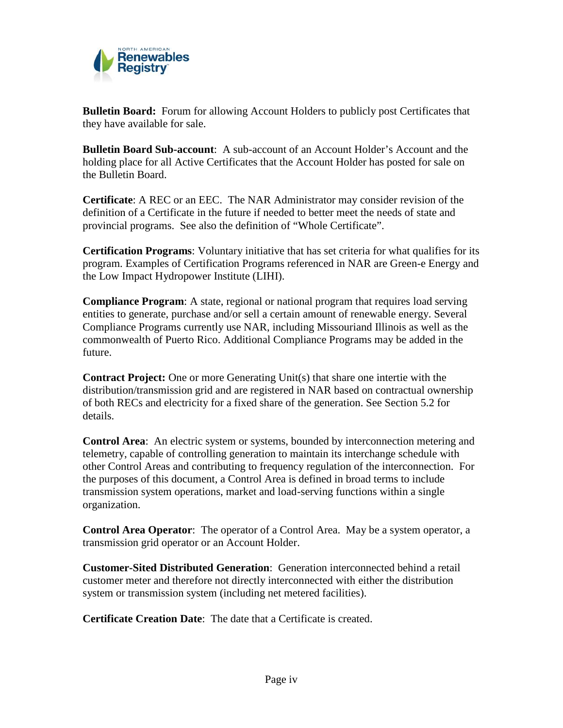**Bulletin Board:** Forum for allowing Account Holders to publicly post Certificates that they have available for sale.

**Bulletin Board Sub-account**: A sub-account of an Account Holder's Account and the holding place for all Active Certificates that the Account Holder has posted for sale on the Bulletin Board.

**Certificate**: A REC or an EEC. The NAR Administrator may consider revision of the definition of a Certificate in the future if needed to better meet the needs of state and provincial programs. See also the definition of "Whole Certificate".

**Certification Programs**: Voluntary initiative that has set criteria for what qualifies for its program. Examples of Certification Programs referenced in NAR are Green-e Energy and the Low Impact Hydropower Institute (LIHI).

**Compliance Program**: A state, regional or national program that requires load serving entities to generate, purchase and/or sell a certain amount of renewable energy. Several Compliance Programs currently use NAR, including Missouriand Illinois as well as the commonwealth of Puerto Rico. Additional Compliance Programs may be added in the future.

**Contract Project:** One or more Generating Unit(s) that share one intertie with the distribution/transmission grid and are registered in NAR based on contractual ownership of both RECs and electricity for a fixed share of the generation. See Section 5.2 for details.

**Control Area**: An electric system or systems, bounded by interconnection metering and telemetry, capable of controlling generation to maintain its interchange schedule with other Control Areas and contributing to frequency regulation of the interconnection. For the purposes of this document, a Control Area is defined in broad terms to include transmission system operations, market and load-serving functions within a single organization.

**Control Area Operator**: The operator of a Control Area. May be a system operator, a transmission grid operator or an Account Holder.

**Customer-Sited Distributed Generation**: Generation interconnected behind a retail customer meter and therefore not directly interconnected with either the distribution system or transmission system (including net metered facilities).

**Certificate Creation Date**: The date that a Certificate is created.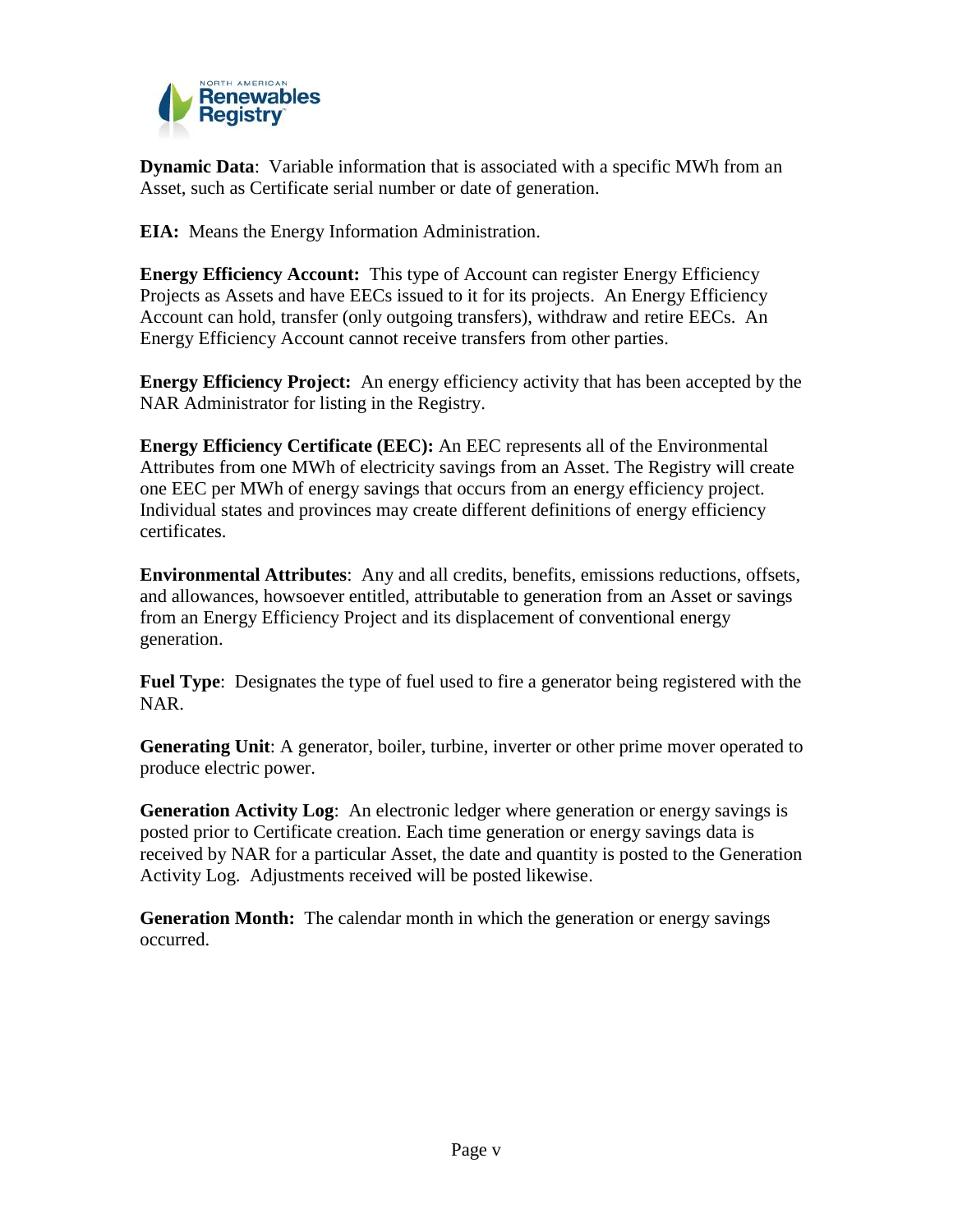**Dynamic Data**: Variable information that is associated with a specific MWh from an Asset, such as Certificate serial number or date of generation.

**EIA:** Means the Energy Information Administration.

**Energy Efficiency Account:** This type of Account can register Energy Efficiency Projects as Assets and have EECs issued to it for its projects. An Energy Efficiency Account can hold, transfer (only outgoing transfers), withdraw and retire EECs. An Energy Efficiency Account cannot receive transfers from other parties.

**Energy Efficiency Project:** An energy efficiency activity that has been accepted by the NAR Administrator for listing in the Registry.

**Energy Efficiency Certificate (EEC):** An EEC represents all of the Environmental Attributes from one MWh of electricity savings from an Asset. The Registry will create one EEC per MWh of energy savings that occurs from an energy efficiency project. Individual states and provinces may create different definitions of energy efficiency certificates.

**Environmental Attributes**: Any and all credits, benefits, emissions reductions, offsets, and allowances, howsoever entitled, attributable to generation from an Asset or savings from an Energy Efficiency Project and its displacement of conventional energy generation.

**Fuel Type**: Designates the type of fuel used to fire a generator being registered with the NAR.

**Generating Unit**: A generator, boiler, turbine, inverter or other prime mover operated to produce electric power.

**Generation Activity Log**: An electronic ledger where generation or energy savings is posted prior to Certificate creation. Each time generation or energy savings data is received by NAR for a particular Asset, the date and quantity is posted to the Generation Activity Log. Adjustments received will be posted likewise.

**Generation Month:** The calendar month in which the generation or energy savings occurred.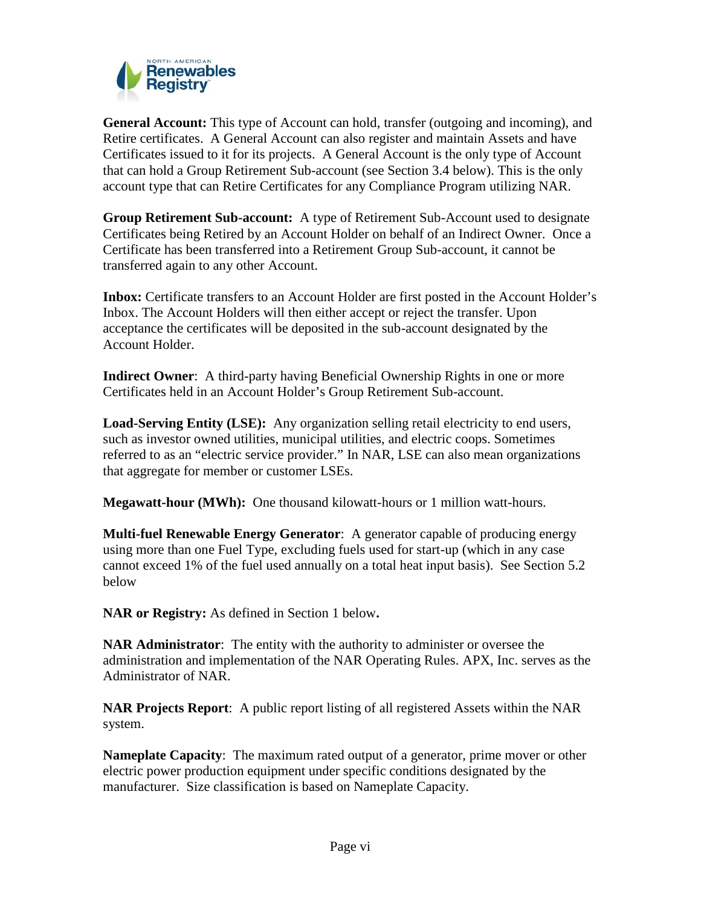**General Account:** This type of Account can hold, transfer (outgoing and incoming), and Retire certificates. A General Account can also register and maintain Assets and have Certificates issued to it for its projects. A General Account is the only type of Account that can hold a Group Retirement Sub-account (see Section 3.4 below). This is the only account type that can Retire Certificates for any Compliance Program utilizing NAR.

**Group Retirement Sub-account:** A type of Retirement Sub-Account used to designate Certificates being Retired by an Account Holder on behalf of an Indirect Owner. Once a Certificate has been transferred into a Retirement Group Sub-account, it cannot be transferred again to any other Account.

**Inbox:** Certificate transfers to an Account Holder are first posted in the Account Holder's Inbox. The Account Holders will then either accept or reject the transfer. Upon acceptance the certificates will be deposited in the sub-account designated by the Account Holder.

**Indirect Owner**: A third-party having Beneficial Ownership Rights in one or more Certificates held in an Account Holder's Group Retirement Sub-account.

**Load-Serving Entity (LSE):** Any organization selling retail electricity to end users, such as investor owned utilities, municipal utilities, and electric coops. Sometimes referred to as an "electric service provider." In NAR, LSE can also mean organizations that aggregate for member or customer LSEs.

**Megawatt-hour (MWh):** One thousand kilowatt-hours or 1 million watt-hours.

**Multi-fuel Renewable Energy Generator**: A generator capable of producing energy using more than one Fuel Type, excluding fuels used for start-up (which in any case cannot exceed 1% of the fuel used annually on a total heat input basis). See Section 5.2 below

**NAR or Registry:** As defined in Section 1 below**.**

**NAR Administrator**: The entity with the authority to administer or oversee the administration and implementation of the NAR Operating Rules. APX, Inc. serves as the Administrator of NAR.

**NAR Projects Report**: A public report listing of all registered Assets within the NAR system.

**Nameplate Capacity**: The maximum rated output of a generator, prime mover or other electric power production equipment under specific conditions designated by the manufacturer. Size classification is based on Nameplate Capacity.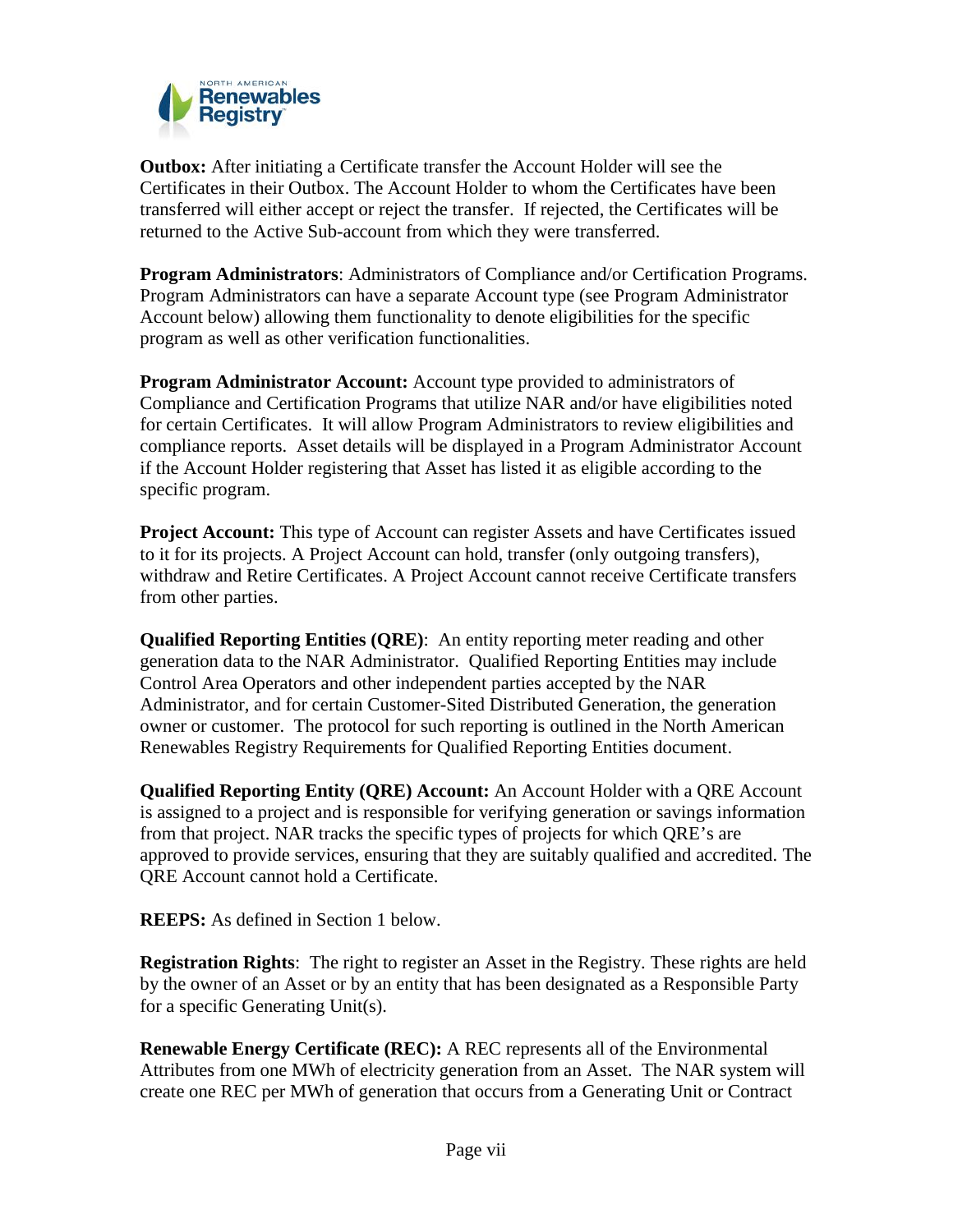**Outbox:** After initiating a Certificate transfer the Account Holder will see the Certificates in their Outbox. The Account Holder to whom the Certificates have been transferred will either accept or reject the transfer. If rejected, the Certificates will be returned to the Active Sub-account from which they were transferred.

**Program Administrators**: Administrators of Compliance and/or Certification Programs. Program Administrators can have a separate Account type (see Program Administrator Account below) allowing them functionality to denote eligibilities for the specific program as well as other verification functionalities.

**Program Administrator Account:** Account type provided to administrators of Compliance and Certification Programs that utilize NAR and/or have eligibilities noted for certain Certificates. It will allow Program Administrators to review eligibilities and compliance reports. Asset details will be displayed in a Program Administrator Account if the Account Holder registering that Asset has listed it as eligible according to the specific program.

**Project Account:** This type of Account can register Assets and have Certificates issued to it for its projects. A Project Account can hold, transfer (only outgoing transfers), withdraw and Retire Certificates. A Project Account cannot receive Certificate transfers from other parties.

**Qualified Reporting Entities (QRE)**: An entity reporting meter reading and other generation data to the NAR Administrator. Qualified Reporting Entities may include Control Area Operators and other independent parties accepted by the NAR Administrator, and for certain Customer-Sited Distributed Generation, the generation owner or customer. The protocol for such reporting is outlined in the North American Renewables Registry Requirements for Qualified Reporting Entities document.

**Qualified Reporting Entity (QRE) Account:** An Account Holder with a QRE Account is assigned to a project and is responsible for verifying generation or savings information from that project. NAR tracks the specific types of projects for which QRE's are approved to provide services, ensuring that they are suitably qualified and accredited. The QRE Account cannot hold a Certificate.

**REEPS:** As defined in Section 1 below.

**Registration Rights**: The right to register an Asset in the Registry. These rights are held by the owner of an Asset or by an entity that has been designated as a Responsible Party for a specific Generating Unit(s).

**Renewable Energy Certificate (REC):** A REC represents all of the Environmental Attributes from one MWh of electricity generation from an Asset. The NAR system will create one REC per MWh of generation that occurs from a Generating Unit or Contract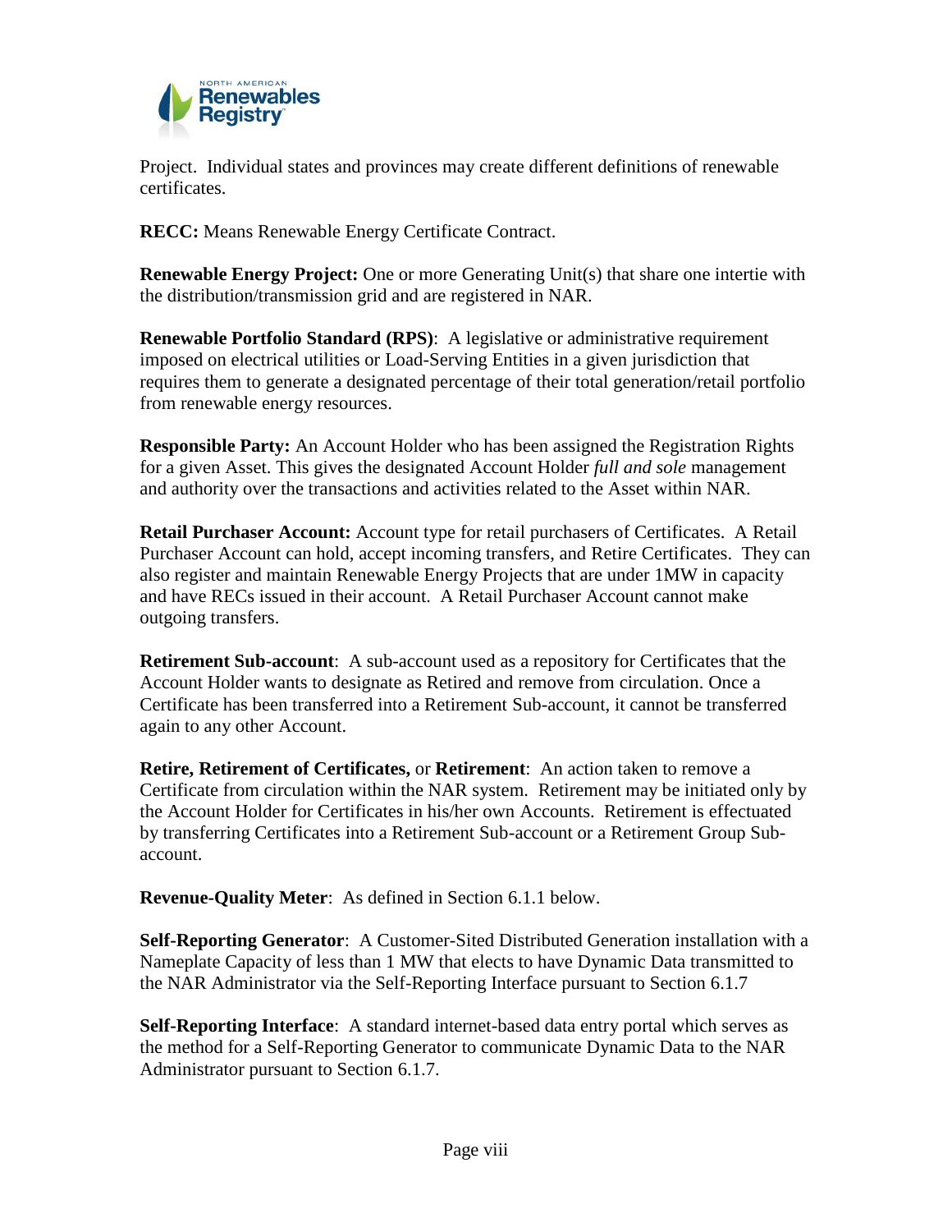Project. Individual states and provinces may create different definitions of renewable certificates.

**RECC:** Means Renewable Energy Certificate Contract.

**Renewable Energy Project:** One or more Generating Unit(s) that share one intertie with the distribution/transmission grid and are registered in NAR.

**Renewable Portfolio Standard (RPS)**: A legislative or administrative requirement imposed on electrical utilities or Load-Serving Entities in a given jurisdiction that requires them to generate a designated percentage of their total generation/retail portfolio from renewable energy resources.

**Responsible Party:** An Account Holder who has been assigned the Registration Rights for a given Asset. This gives the designated Account Holder *full and sole* management and authority over the transactions and activities related to the Asset within NAR.

**Retail Purchaser Account:** Account type for retail purchasers of Certificates. A Retail Purchaser Account can hold, accept incoming transfers, and Retire Certificates. They can also register and maintain Renewable Energy Projects that are under 1MW in capacity and have RECs issued in their account. A Retail Purchaser Account cannot make outgoing transfers.

**Retirement Sub-account**: A sub-account used as a repository for Certificates that the Account Holder wants to designate as Retired and remove from circulation. Once a Certificate has been transferred into a Retirement Sub-account, it cannot be transferred again to any other Account.

**Retire, Retirement of Certificates,** or **Retirement**: An action taken to remove a Certificate from circulation within the NAR system. Retirement may be initiated only by the Account Holder for Certificates in his/her own Accounts. Retirement is effectuated by transferring Certificates into a Retirement Sub-account or a Retirement Group Sub-account.

**Revenue-Quality Meter**: As defined in Section 6.1.1 below.

**Self-Reporting Generator**: A Customer-Sited Distributed Generation installation with a Nameplate Capacity of less than 1 MW that elects to have Dynamic Data transmitted to the NAR Administrator via the Self-Reporting Interface pursuant to Section 6.1.7

**Self-Reporting Interface**: A standard internet-based data entry portal which serves as the method for a Self-Reporting Generator to communicate Dynamic Data to the NAR Administrator pursuant to Section 6.1.7.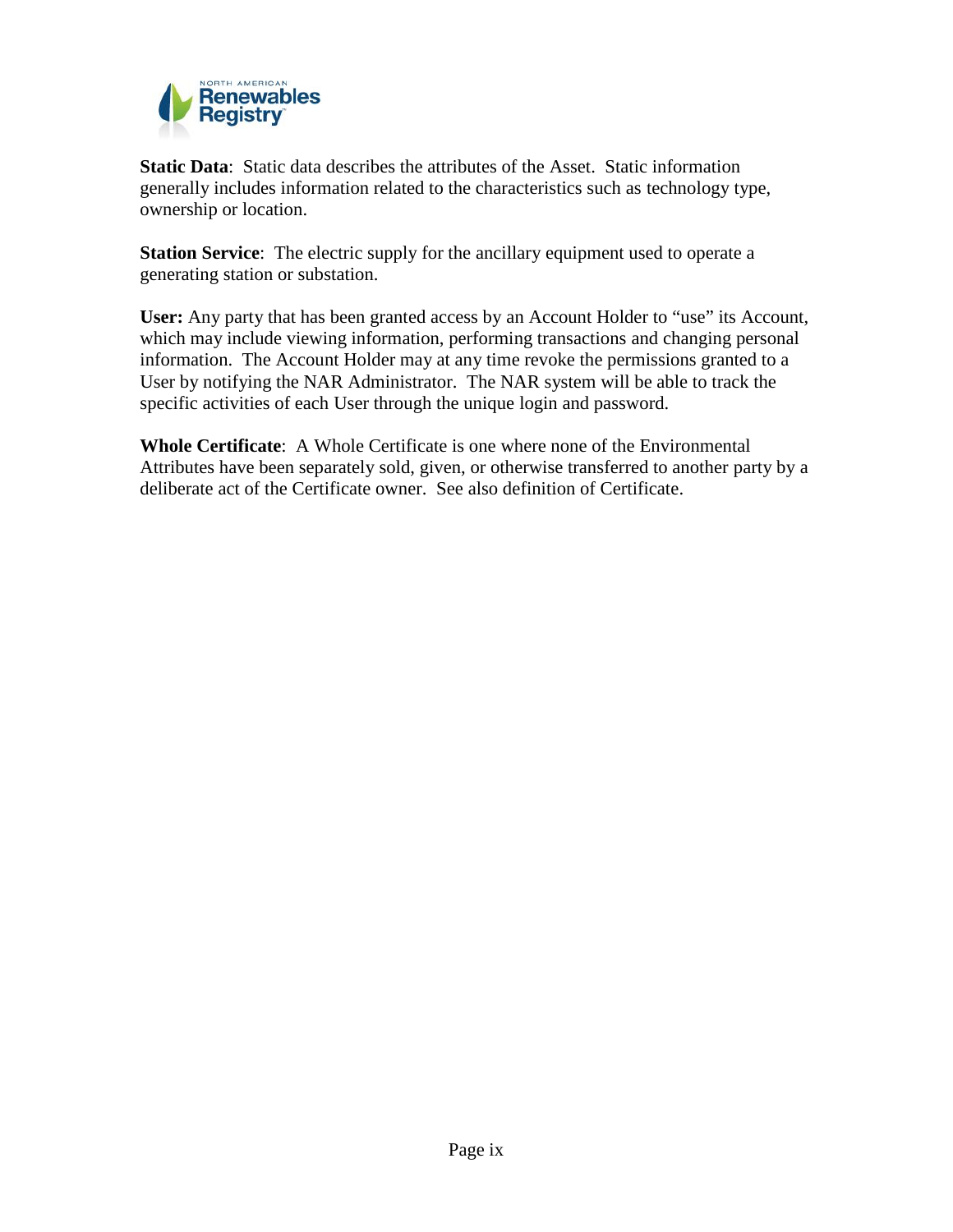**Static Data**: Static data describes the attributes of the Asset. Static information generally includes information related to the characteristics such as technology type, ownership or location.

**Station Service**: The electric supply for the ancillary equipment used to operate a generating station or substation.

**User:** Any party that has been granted access by an Account Holder to “use” its Account, which may include viewing information, performing transactions and changing personal information. The Account Holder may at any time revoke the permissions granted to a User by notifying the NAR Administrator. The NAR system will be able to track the specific activities of each User through the unique login and password.

**Whole Certificate**: A Whole Certificate is one where none of the Environmental Attributes have been separately sold, given, or otherwise transferred to another party by a deliberate act of the Certificate owner. See also definition of Certificate.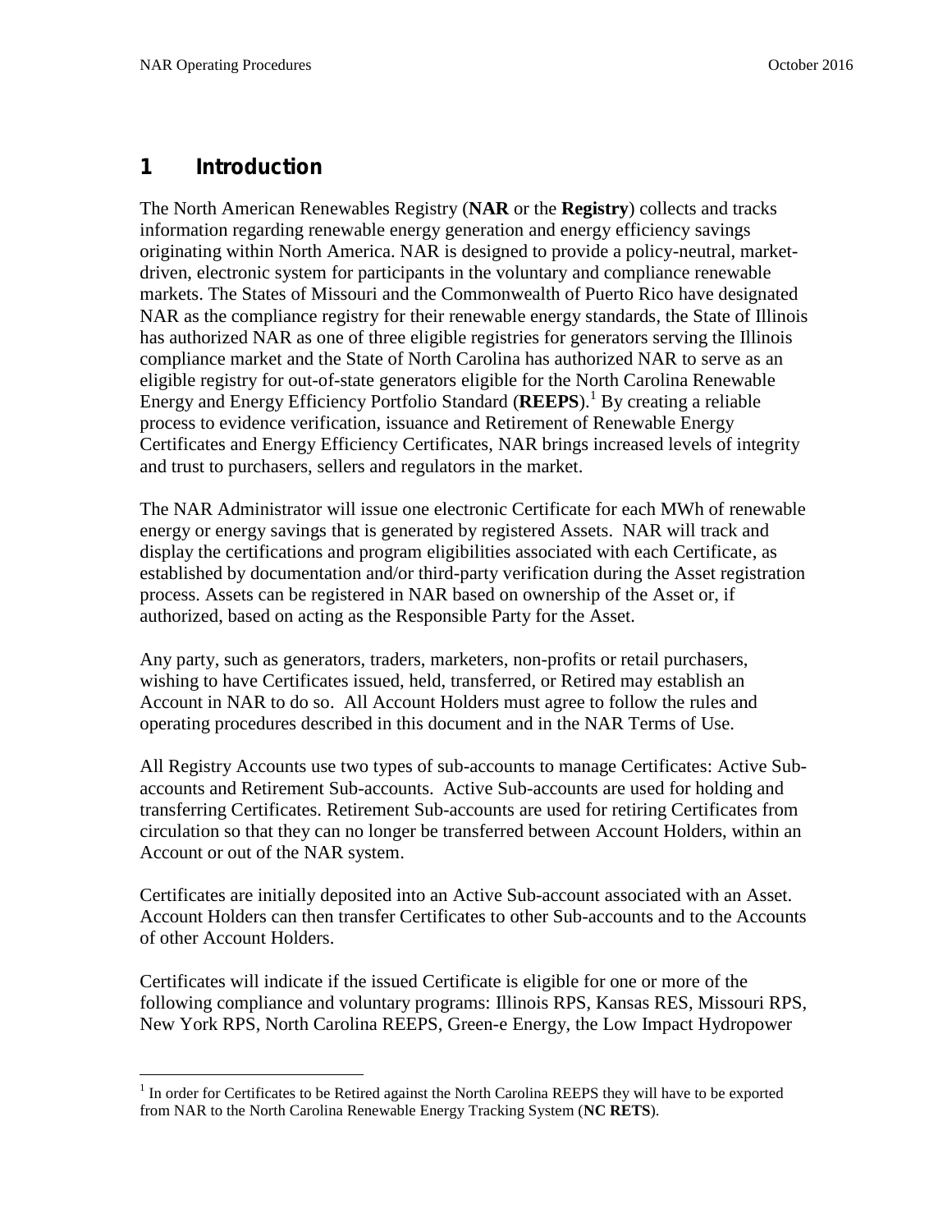# 1 Introduction

The North American Renewables Registry (**NAR** or the **Registry**) collects and tracks information regarding renewable energy generation and energy efficiency savings originating within North America. NAR is designed to provide a policy-neutral, market-driven, electronic system for participants in the voluntary and compliance renewable markets. The States of Missouri and the Commonwealth of Puerto Rico have designated NAR as the compliance registry for their renewable energy standards, the State of Illinois has authorized NAR as one of three eligible registries for generators serving the Illinois compliance market and the State of North Carolina has authorized NAR to serve as an eligible registry for out-of-state generators eligible for the North Carolina Renewable Energy and Energy Efficiency Portfolio Standard (**REEPS**).[1] By creating a reliable process to evidence verification, issuance and Retirement of Renewable Energy Certificates and Energy Efficiency Certificates, NAR brings increased levels of integrity and trust to purchasers, sellers and regulators in the market.

The NAR Administrator will issue one electronic Certificate for each MWh of renewable energy or energy savings that is generated by registered Assets. NAR will track and display the certifications and program eligibilities associated with each Certificate, as established by documentation and/or third-party verification during the Asset registration process. Assets can be registered in NAR based on ownership of the Asset or, if authorized, based on acting as the Responsible Party for the Asset.

Any party, such as generators, traders, marketers, non-profits or retail purchasers, wishing to have Certificates issued, held, transferred, or Retired may establish an Account in NAR to do so. All Account Holders must agree to follow the rules and operating procedures described in this document and in the NAR Terms of Use.

All Registry Accounts use two types of sub-accounts to manage Certificates: Active Sub-accounts and Retirement Sub-accounts. Active Sub-accounts are used for holding and transferring Certificates. Retirement Sub-accounts are used for retiring Certificates from circulation so that they can no longer be transferred between Account Holders, within an Account or out of the NAR system.

Certificates are initially deposited into an Active Sub-account associated with an Asset. Account Holders can then transfer Certificates to other Sub-accounts and to the Accounts of other Account Holders.

Certificates will indicate if the issued Certificate is eligible for one or more of the following compliance and voluntary programs: Illinois RPS, Kansas RES, Missouri RPS, New York RPS, North Carolina REEPS, Green-e Energy, the Low Impact Hydropower

[1] In order for Certificates to be Retired against the North Carolina REEPS they will have to be exported from NAR to the North Carolina Renewable Energy Tracking System (**NC RETS**).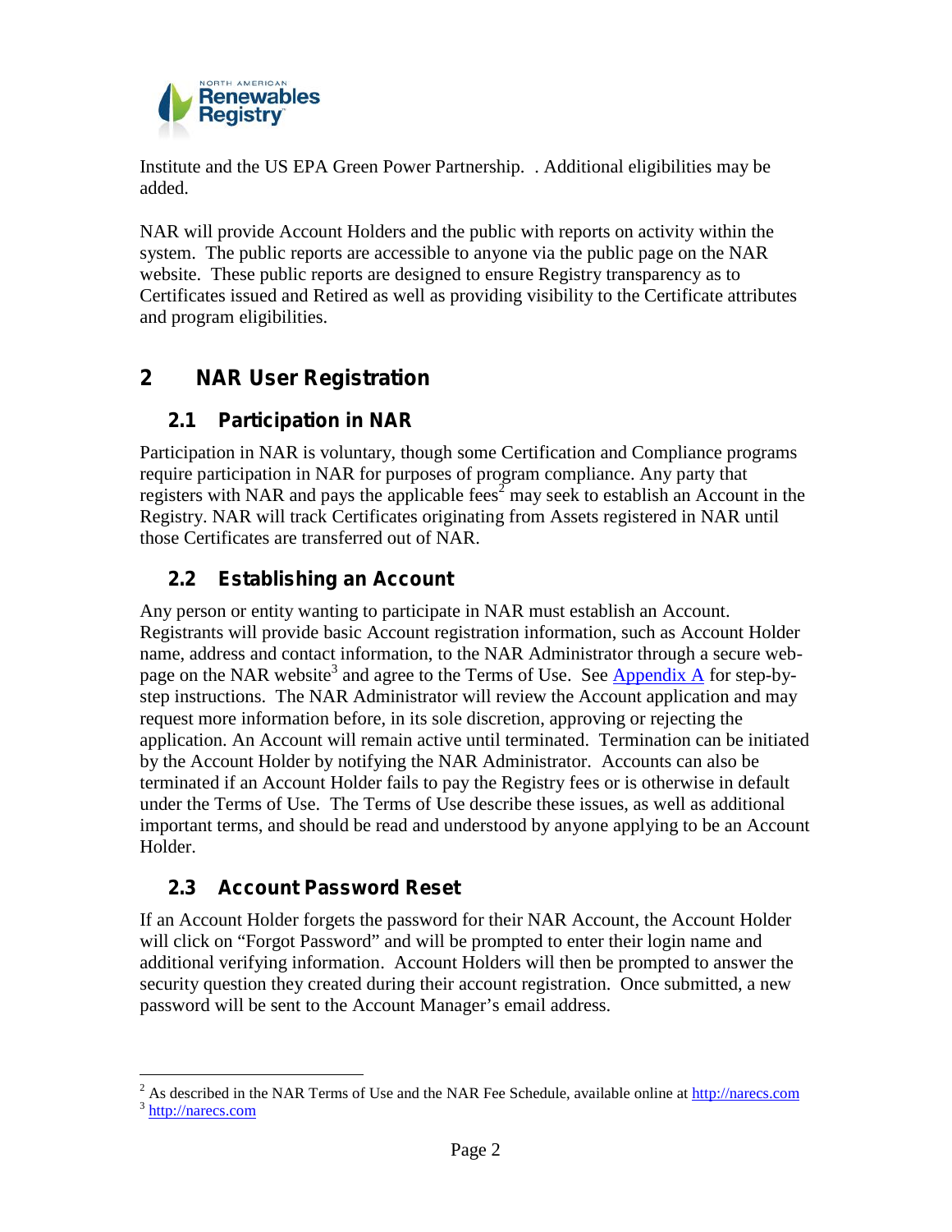Institute and the US EPA Green Power Partnership.  . Additional eligibilities may be added.

NAR will provide Account Holders and the public with reports on activity within the system. The public reports are accessible to anyone via the public page on the NAR website. These public reports are designed to ensure Registry transparency as to Certificates issued and Retired as well as providing visibility to the Certificate attributes and program eligibilities.

# 2 NAR User Registration

## 2.1 Participation in NAR

Participation in NAR is voluntary, though some Certification and Compliance programs require participation in NAR for purposes of program compliance. Any party that registers with NAR and pays the applicable fees[2] may seek to establish an Account in the Registry. NAR will track Certificates originating from Assets registered in NAR until those Certificates are transferred out of NAR.

## 2.2 Establishing an Account

Any person or entity wanting to participate in NAR must establish an Account. Registrants will provide basic Account registration information, such as Account Holder name, address and contact information, to the NAR Administrator through a secure web-page on the NAR website[3] and agree to the Terms of Use. See Appendix A for step-by-step instructions. The NAR Administrator will review the Account application and may request more information before, in its sole discretion, approving or rejecting the application. An Account will remain active until terminated. Termination can be initiated by the Account Holder by notifying the NAR Administrator. Accounts can also be terminated if an Account Holder fails to pay the Registry fees or is otherwise in default under the Terms of Use. The Terms of Use describe these issues, as well as additional important terms, and should be read and understood by anyone applying to be an Account Holder.

## 2.3 Account Password Reset

If an Account Holder forgets the password for their NAR Account, the Account Holder will click on "Forgot Password" and will be prompted to enter their login name and additional verifying information. Account Holders will then be prompted to answer the security question they created during their account registration. Once submitted, a new password will be sent to the Account Manager's email address.

---

[2] As described in the NAR Terms of Use and the NAR Fee Schedule, available online at http://narecs.com

[3] http://narecs.com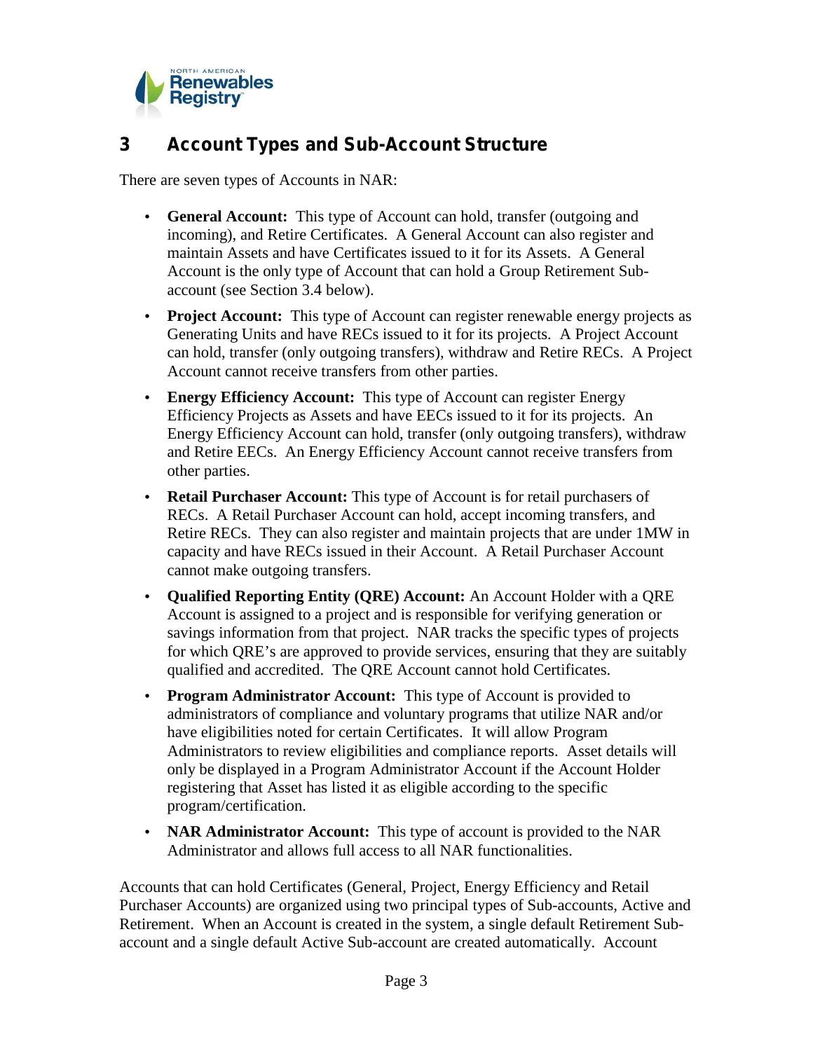# 3 Account Types and Sub-Account Structure

There are seven types of Accounts in NAR:

- **General Account:** This type of Account can hold, transfer (outgoing and incoming), and Retire Certificates. A General Account can also register and maintain Assets and have Certificates issued to it for its Assets. A General Account is the only type of Account that can hold a Group Retirement Sub-account (see Section 3.4 below).
- **Project Account:** This type of Account can register renewable energy projects as Generating Units and have RECs issued to it for its projects. A Project Account can hold, transfer (only outgoing transfers), withdraw and Retire RECs. A Project Account cannot receive transfers from other parties.
- **Energy Efficiency Account:** This type of Account can register Energy Efficiency Projects as Assets and have EECs issued to it for its projects. An Energy Efficiency Account can hold, transfer (only outgoing transfers), withdraw and Retire EECs. An Energy Efficiency Account cannot receive transfers from other parties.
- **Retail Purchaser Account:** This type of Account is for retail purchasers of RECs. A Retail Purchaser Account can hold, accept incoming transfers, and Retire RECs. They can also register and maintain projects that are under 1MW in capacity and have RECs issued in their Account. A Retail Purchaser Account cannot make outgoing transfers.
- **Qualified Reporting Entity (QRE) Account:** An Account Holder with a QRE Account is assigned to a project and is responsible for verifying generation or savings information from that project. NAR tracks the specific types of projects for which QRE's are approved to provide services, ensuring that they are suitably qualified and accredited. The QRE Account cannot hold Certificates.
- **Program Administrator Account:** This type of Account is provided to administrators of compliance and voluntary programs that utilize NAR and/or have eligibilities noted for certain Certificates. It will allow Program Administrators to review eligibilities and compliance reports. Asset details will only be displayed in a Program Administrator Account if the Account Holder registering that Asset has listed it as eligible according to the specific program/certification.
- **NAR Administrator Account:** This type of account is provided to the NAR Administrator and allows full access to all NAR functionalities.

Accounts that can hold Certificates (General, Project, Energy Efficiency and Retail Purchaser Accounts) are organized using two principal types of Sub-accounts, Active and Retirement. When an Account is created in the system, a single default Retirement Sub-account and a single default Active Sub-account are created automatically. Account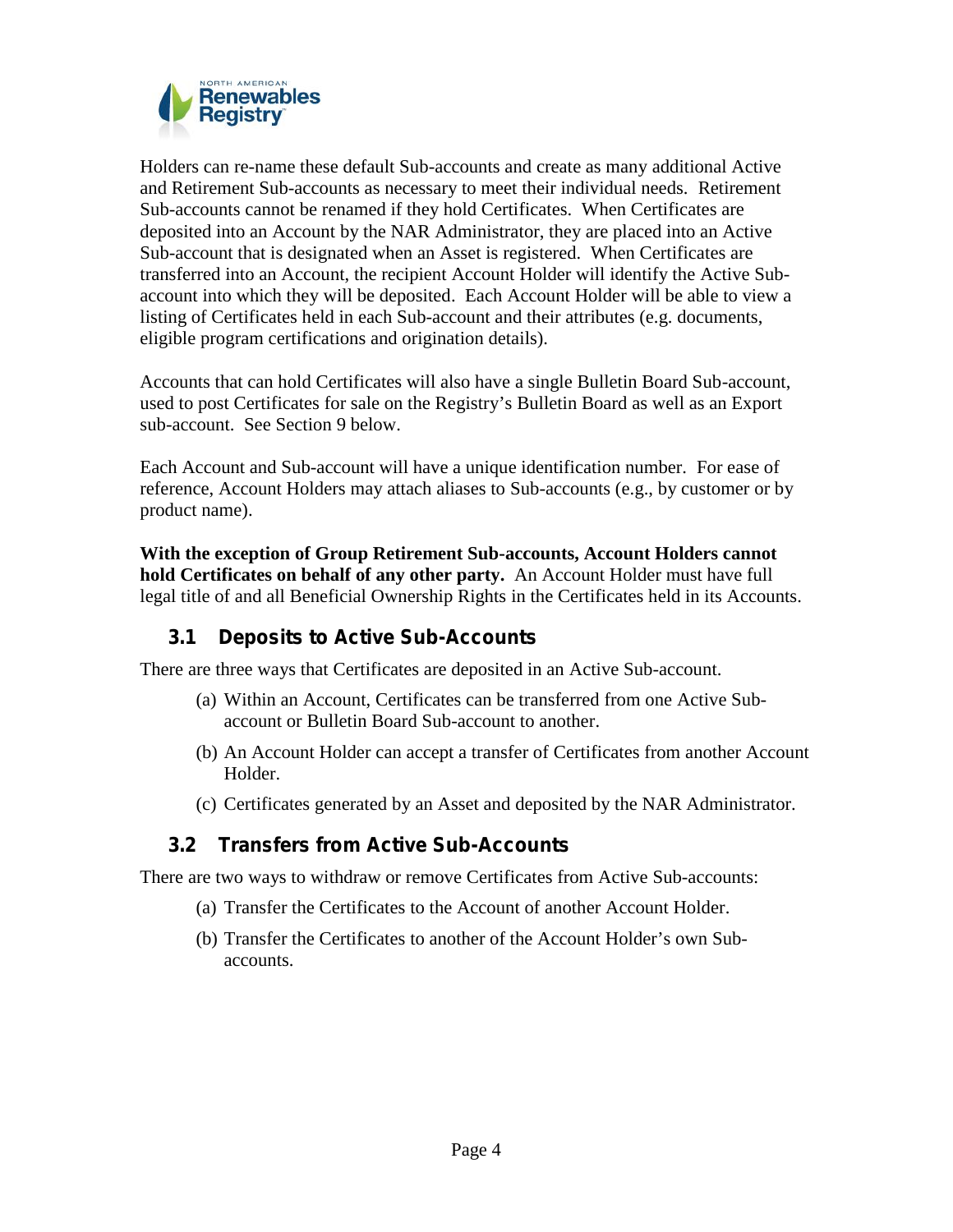Holders can re-name these default Sub-accounts and create as many additional Active and Retirement Sub-accounts as necessary to meet their individual needs. Retirement Sub-accounts cannot be renamed if they hold Certificates. When Certificates are deposited into an Account by the NAR Administrator, they are placed into an Active Sub-account that is designated when an Asset is registered. When Certificates are transferred into an Account, the recipient Account Holder will identify the Active Sub-account into which they will be deposited. Each Account Holder will be able to view a listing of Certificates held in each Sub-account and their attributes (e.g. documents, eligible program certifications and origination details).

Accounts that can hold Certificates will also have a single Bulletin Board Sub-account, used to post Certificates for sale on the Registry's Bulletin Board as well as an Export sub-account. See Section 9 below.

Each Account and Sub-account will have a unique identification number. For ease of reference, Account Holders may attach aliases to Sub-accounts (e.g., by customer or by product name).

**With the exception of Group Retirement Sub-accounts, Account Holders cannot hold Certificates on behalf of any other party.** An Account Holder must have full legal title of and all Beneficial Ownership Rights in the Certificates held in its Accounts.

## 3.1 Deposits to Active Sub-Accounts

There are three ways that Certificates are deposited in an Active Sub-account.

(a) Within an Account, Certificates can be transferred from one Active Sub-account or Bulletin Board Sub-account to another.

(b) An Account Holder can accept a transfer of Certificates from another Account Holder.

(c) Certificates generated by an Asset and deposited by the NAR Administrator.

## 3.2 Transfers from Active Sub-Accounts

There are two ways to withdraw or remove Certificates from Active Sub-accounts:

(a) Transfer the Certificates to the Account of another Account Holder.

(b) Transfer the Certificates to another of the Account Holder's own Sub-accounts.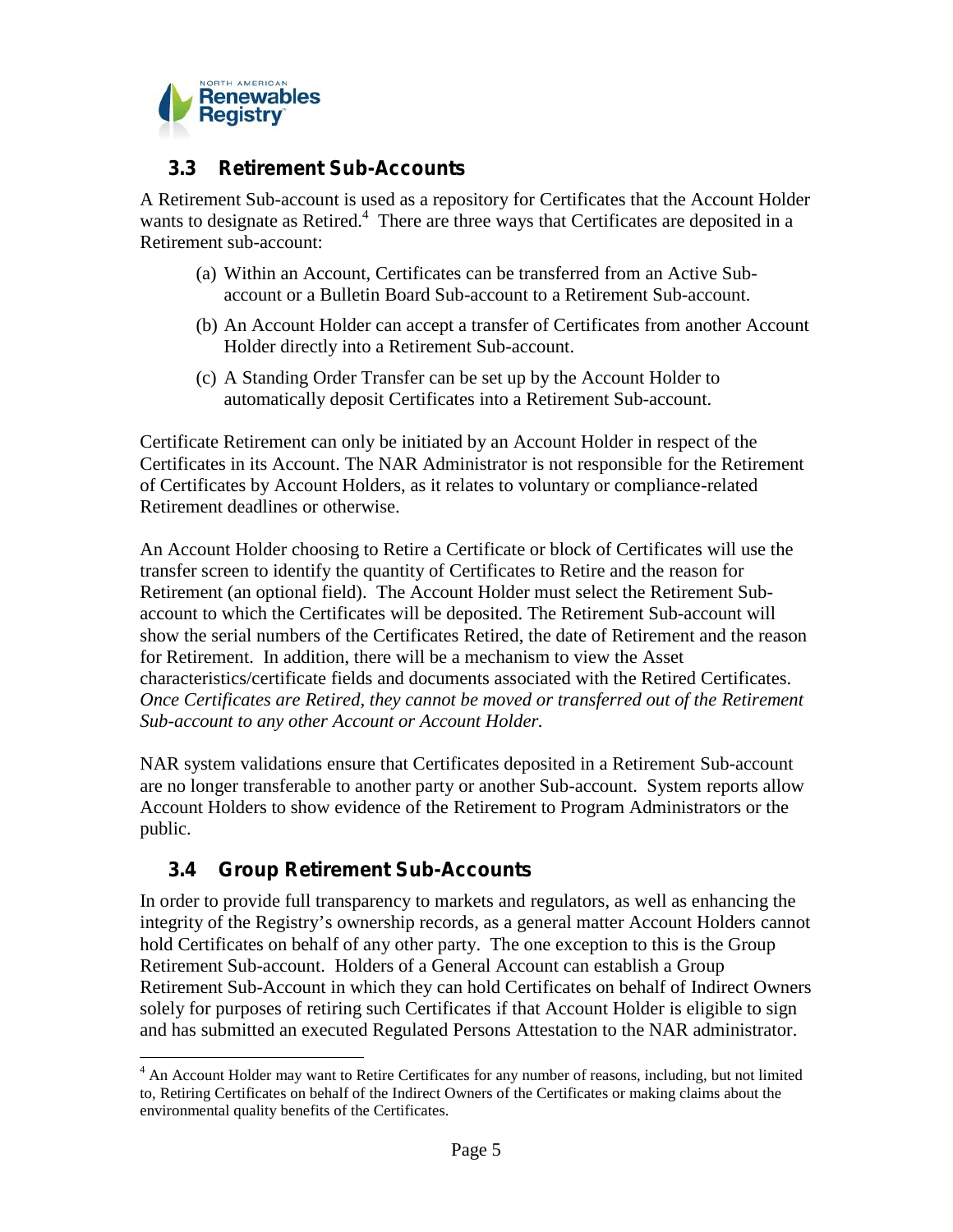## 3.3 Retirement Sub-Accounts

A Retirement Sub-account is used as a repository for Certificates that the Account Holder wants to designate as Retired.[4] There are three ways that Certificates are deposited in a Retirement sub-account:

(a) Within an Account, Certificates can be transferred from an Active Sub-account or a Bulletin Board Sub-account to a Retirement Sub-account.

(b) An Account Holder can accept a transfer of Certificates from another Account Holder directly into a Retirement Sub-account.

(c) A Standing Order Transfer can be set up by the Account Holder to automatically deposit Certificates into a Retirement Sub-account.

Certificate Retirement can only be initiated by an Account Holder in respect of the Certificates in its Account. The NAR Administrator is not responsible for the Retirement of Certificates by Account Holders, as it relates to voluntary or compliance-related Retirement deadlines or otherwise.

An Account Holder choosing to Retire a Certificate or block of Certificates will use the transfer screen to identify the quantity of Certificates to Retire and the reason for Retirement (an optional field). The Account Holder must select the Retirement Sub-account to which the Certificates will be deposited. The Retirement Sub-account will show the serial numbers of the Certificates Retired, the date of Retirement and the reason for Retirement. In addition, there will be a mechanism to view the Asset characteristics/certificate fields and documents associated with the Retired Certificates. *Once Certificates are Retired, they cannot be moved or transferred out of the Retirement Sub-account to any other Account or Account Holder.*

NAR system validations ensure that Certificates deposited in a Retirement Sub-account are no longer transferable to another party or another Sub-account. System reports allow Account Holders to show evidence of the Retirement to Program Administrators or the public.

## 3.4 Group Retirement Sub-Accounts

In order to provide full transparency to markets and regulators, as well as enhancing the integrity of the Registry's ownership records, as a general matter Account Holders cannot hold Certificates on behalf of any other party. The one exception to this is the Group Retirement Sub-account. Holders of a General Account can establish a Group Retirement Sub-Account in which they can hold Certificates on behalf of Indirect Owners solely for purposes of retiring such Certificates if that Account Holder is eligible to sign and has submitted an executed Regulated Persons Attestation to the NAR administrator.

---

[4] An Account Holder may want to Retire Certificates for any number of reasons, including, but not limited to, Retiring Certificates on behalf of the Indirect Owners of the Certificates or making claims about the environmental quality benefits of the Certificates.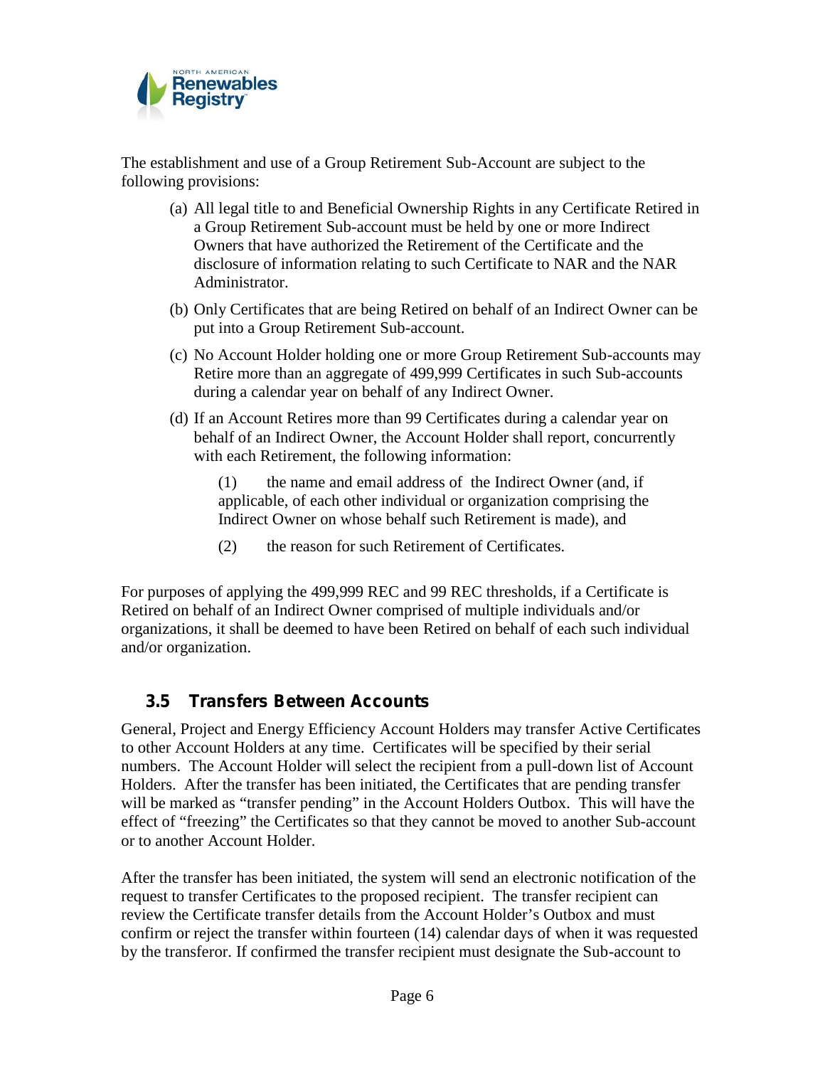The establishment and use of a Group Retirement Sub-Account are subject to the following provisions:

(a) All legal title to and Beneficial Ownership Rights in any Certificate Retired in a Group Retirement Sub-account must be held by one or more Indirect Owners that have authorized the Retirement of the Certificate and the disclosure of information relating to such Certificate to NAR and the NAR Administrator.

(b) Only Certificates that are being Retired on behalf of an Indirect Owner can be put into a Group Retirement Sub-account.

(c) No Account Holder holding one or more Group Retirement Sub-accounts may Retire more than an aggregate of 499,999 Certificates in such Sub-accounts during a calendar year on behalf of any Indirect Owner.

(d) If an Account Retires more than 99 Certificates during a calendar year on behalf of an Indirect Owner, the Account Holder shall report, concurrently with each Retirement, the following information:

(1) the name and email address of the Indirect Owner (and, if applicable, of each other individual or organization comprising the Indirect Owner on whose behalf such Retirement is made), and

(2) the reason for such Retirement of Certificates.

For purposes of applying the 499,999 REC and 99 REC thresholds, if a Certificate is Retired on behalf of an Indirect Owner comprised of multiple individuals and/or organizations, it shall be deemed to have been Retired on behalf of each such individual and/or organization.

## 3.5 Transfers Between Accounts

General, Project and Energy Efficiency Account Holders may transfer Active Certificates to other Account Holders at any time. Certificates will be specified by their serial numbers. The Account Holder will select the recipient from a pull-down list of Account Holders. After the transfer has been initiated, the Certificates that are pending transfer will be marked as "transfer pending" in the Account Holders Outbox. This will have the effect of "freezing" the Certificates so that they cannot be moved to another Sub-account or to another Account Holder.

After the transfer has been initiated, the system will send an electronic notification of the request to transfer Certificates to the proposed recipient. The transfer recipient can review the Certificate transfer details from the Account Holder's Outbox and must confirm or reject the transfer within fourteen (14) calendar days of when it was requested by the transferor. If confirmed the transfer recipient must designate the Sub-account to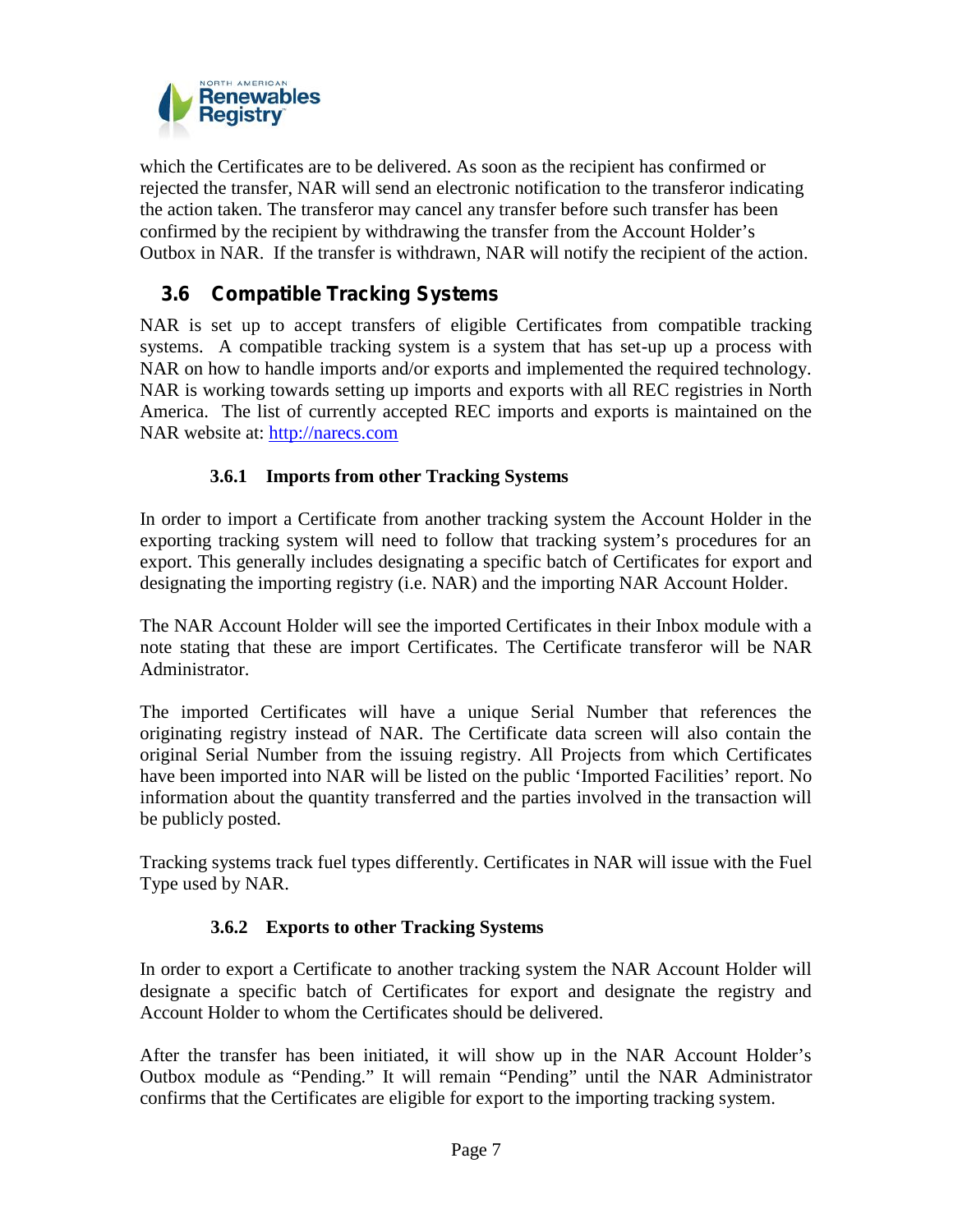which the Certificates are to be delivered. As soon as the recipient has confirmed or rejected the transfer, NAR will send an electronic notification to the transferor indicating the action taken. The transferor may cancel any transfer before such transfer has been confirmed by the recipient by withdrawing the transfer from the Account Holder's Outbox in NAR. If the transfer is withdrawn, NAR will notify the recipient of the action.

## 3.6 Compatible Tracking Systems

NAR is set up to accept transfers of eligible Certificates from compatible tracking systems. A compatible tracking system is a system that has set-up up a process with NAR on how to handle imports and/or exports and implemented the required technology. NAR is working towards setting up imports and exports with all REC registries in North America. The list of currently accepted REC imports and exports is maintained on the NAR website at: [http://narecs.com](http://narecs.com)

### 3.6.1 Imports from other Tracking Systems

In order to import a Certificate from another tracking system the Account Holder in the exporting tracking system will need to follow that tracking system's procedures for an export. This generally includes designating a specific batch of Certificates for export and designating the importing registry (i.e. NAR) and the importing NAR Account Holder.

The NAR Account Holder will see the imported Certificates in their Inbox module with a note stating that these are import Certificates. The Certificate transferor will be NAR Administrator.

The imported Certificates will have a unique Serial Number that references the originating registry instead of NAR. The Certificate data screen will also contain the original Serial Number from the issuing registry. All Projects from which Certificates have been imported into NAR will be listed on the public 'Imported Facilities' report. No information about the quantity transferred and the parties involved in the transaction will be publicly posted.

Tracking systems track fuel types differently. Certificates in NAR will issue with the Fuel Type used by NAR.

### 3.6.2 Exports to other Tracking Systems

In order to export a Certificate to another tracking system the NAR Account Holder will designate a specific batch of Certificates for export and designate the registry and Account Holder to whom the Certificates should be delivered.

After the transfer has been initiated, it will show up in the NAR Account Holder's Outbox module as "Pending." It will remain "Pending" until the NAR Administrator confirms that the Certificates are eligible for export to the importing tracking system.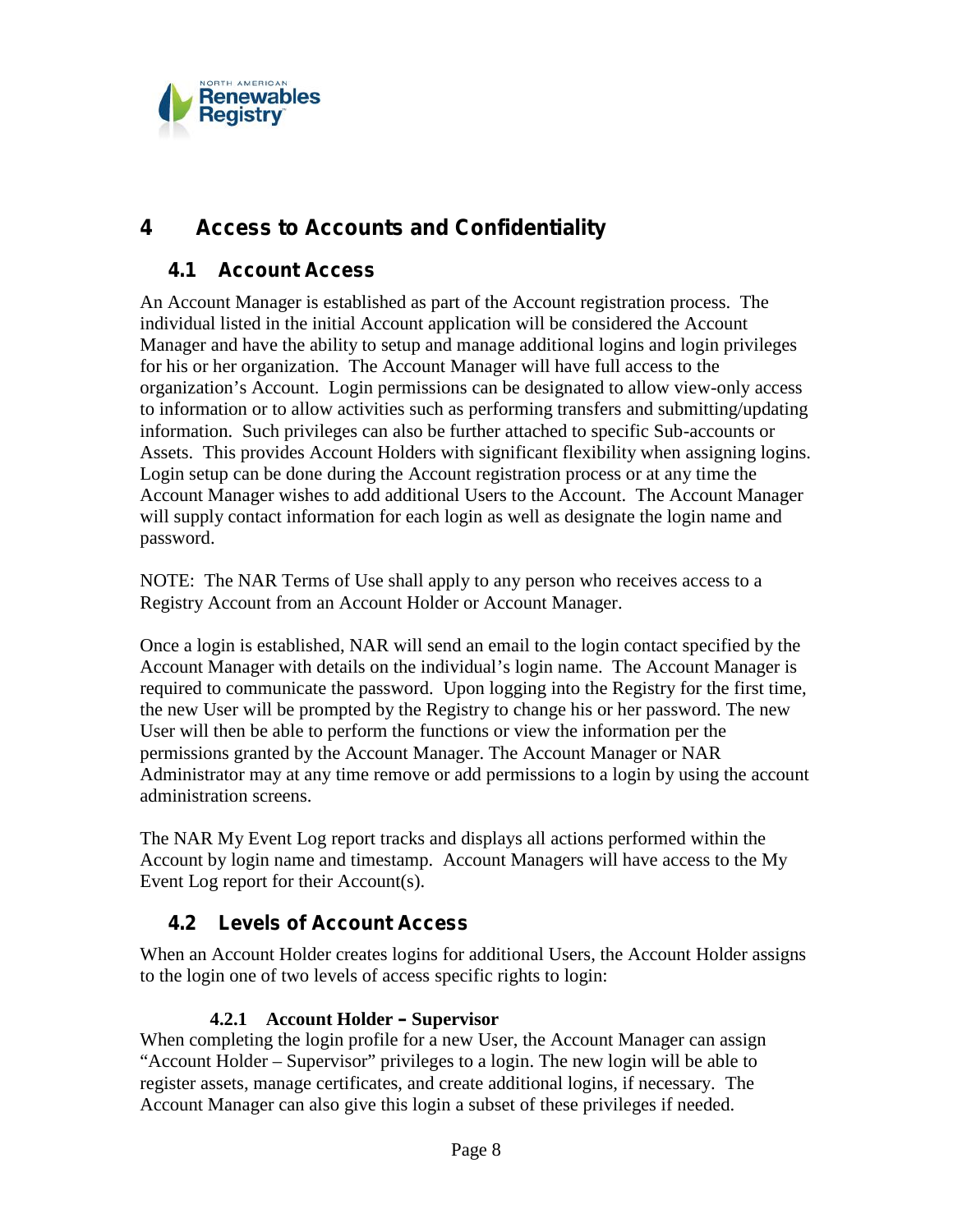# 4 Access to Accounts and Confidentiality

## 4.1 Account Access

An Account Manager is established as part of the Account registration process. The individual listed in the initial Account application will be considered the Account Manager and have the ability to setup and manage additional logins and login privileges for his or her organization. The Account Manager will have full access to the organization's Account. Login permissions can be designated to allow view-only access to information or to allow activities such as performing transfers and submitting/updating information. Such privileges can also be further attached to specific Sub-accounts or Assets. This provides Account Holders with significant flexibility when assigning logins. Login setup can be done during the Account registration process or at any time the Account Manager wishes to add additional Users to the Account. The Account Manager will supply contact information for each login as well as designate the login name and password.

NOTE: The NAR Terms of Use shall apply to any person who receives access to a Registry Account from an Account Holder or Account Manager.

Once a login is established, NAR will send an email to the login contact specified by the Account Manager with details on the individual's login name. The Account Manager is required to communicate the password. Upon logging into the Registry for the first time, the new User will be prompted by the Registry to change his or her password. The new User will then be able to perform the functions or view the information per the permissions granted by the Account Manager. The Account Manager or NAR Administrator may at any time remove or add permissions to a login by using the account administration screens.

The NAR My Event Log report tracks and displays all actions performed within the Account by login name and timestamp. Account Managers will have access to the My Event Log report for their Account(s).

## 4.2 Levels of Account Access

When an Account Holder creates logins for additional Users, the Account Holder assigns to the login one of two levels of access specific rights to login:

### 4.2.1 Account Holder – Supervisor

When completing the login profile for a new User, the Account Manager can assign "Account Holder – Supervisor" privileges to a login. The new login will be able to register assets, manage certificates, and create additional logins, if necessary. The Account Manager can also give this login a subset of these privileges if needed.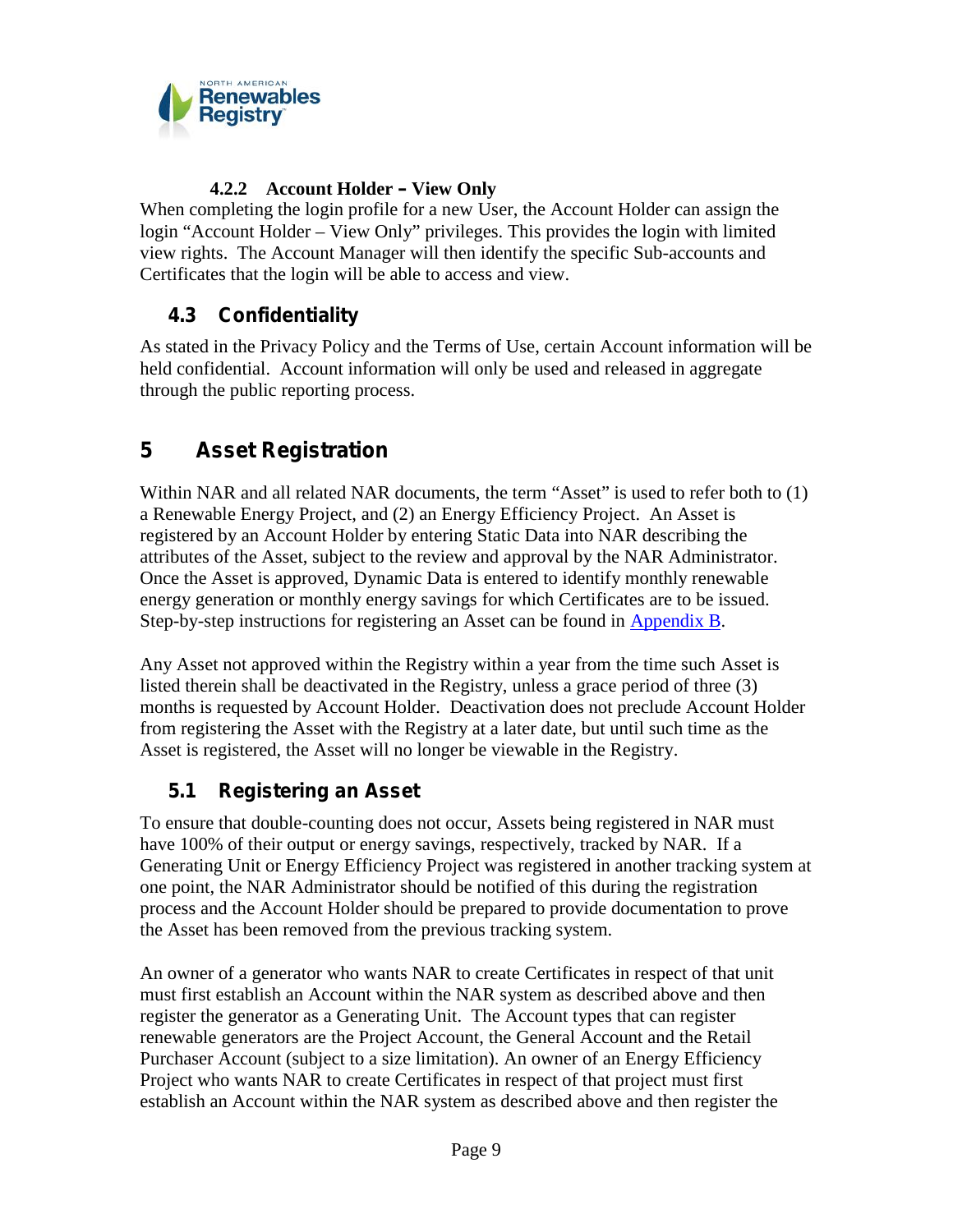#### 4.2.2 Account Holder – View Only

When completing the login profile for a new User, the Account Holder can assign the login "Account Holder – View Only" privileges. This provides the login with limited view rights. The Account Manager will then identify the specific Sub-accounts and Certificates that the login will be able to access and view.

### 4.3 Confidentiality

As stated in the Privacy Policy and the Terms of Use, certain Account information will be held confidential. Account information will only be used and released in aggregate through the public reporting process.

## 5 Asset Registration

Within NAR and all related NAR documents, the term "Asset" is used to refer both to (1) a Renewable Energy Project, and (2) an Energy Efficiency Project. An Asset is registered by an Account Holder by entering Static Data into NAR describing the attributes of the Asset, subject to the review and approval by the NAR Administrator. Once the Asset is approved, Dynamic Data is entered to identify monthly renewable energy generation or monthly energy savings for which Certificates are to be issued. Step-by-step instructions for registering an Asset can be found in Appendix B.

Any Asset not approved within the Registry within a year from the time such Asset is listed therein shall be deactivated in the Registry, unless a grace period of three (3) months is requested by Account Holder. Deactivation does not preclude Account Holder from registering the Asset with the Registry at a later date, but until such time as the Asset is registered, the Asset will no longer be viewable in the Registry.

### 5.1 Registering an Asset

To ensure that double-counting does not occur, Assets being registered in NAR must have 100% of their output or energy savings, respectively, tracked by NAR. If a Generating Unit or Energy Efficiency Project was registered in another tracking system at one point, the NAR Administrator should be notified of this during the registration process and the Account Holder should be prepared to provide documentation to prove the Asset has been removed from the previous tracking system.

An owner of a generator who wants NAR to create Certificates in respect of that unit must first establish an Account within the NAR system as described above and then register the generator as a Generating Unit. The Account types that can register renewable generators are the Project Account, the General Account and the Retail Purchaser Account (subject to a size limitation). An owner of an Energy Efficiency Project who wants NAR to create Certificates in respect of that project must first establish an Account within the NAR system as described above and then register the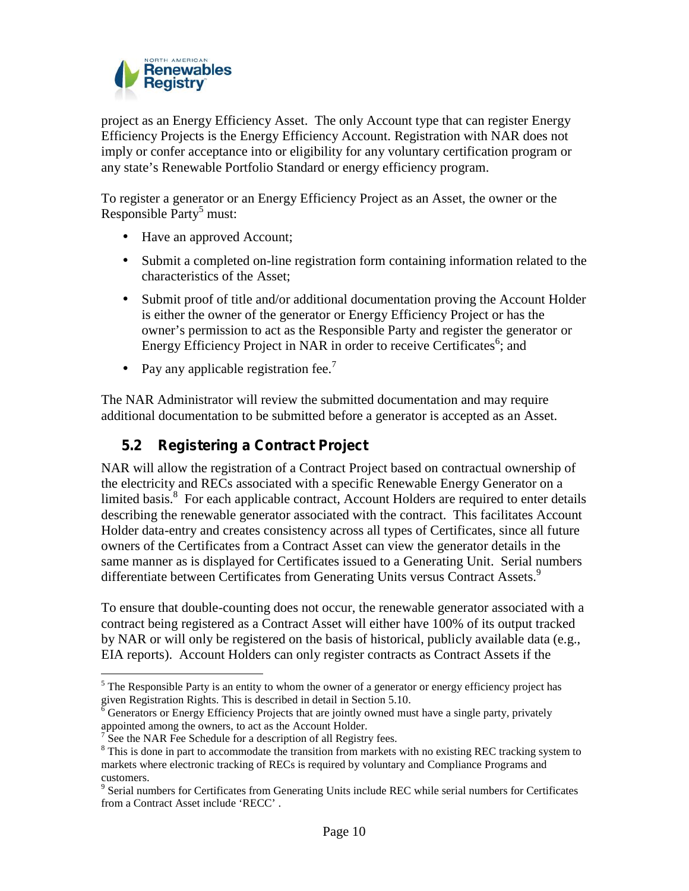project as an Energy Efficiency Asset. The only Account type that can register Energy Efficiency Projects is the Energy Efficiency Account. Registration with NAR does not imply or confer acceptance into or eligibility for any voluntary certification program or any state's Renewable Portfolio Standard or energy efficiency program.

To register a generator or an Energy Efficiency Project as an Asset, the owner or the Responsible Party[5] must:

- Have an approved Account;
- Submit a completed on-line registration form containing information related to the characteristics of the Asset;
- Submit proof of title and/or additional documentation proving the Account Holder is either the owner of the generator or Energy Efficiency Project or has the owner's permission to act as the Responsible Party and register the generator or Energy Efficiency Project in NAR in order to receive Certificates[6]; and
- Pay any applicable registration fee.[7]

The NAR Administrator will review the submitted documentation and may require additional documentation to be submitted before a generator is accepted as an Asset.

## 5.2 Registering a Contract Project

NAR will allow the registration of a Contract Project based on contractual ownership of the electricity and RECs associated with a specific Renewable Energy Generator on a limited basis.[8] For each applicable contract, Account Holders are required to enter details describing the renewable generator associated with the contract. This facilitates Account Holder data-entry and creates consistency across all types of Certificates, since all future owners of the Certificates from a Contract Asset can view the generator details in the same manner as is displayed for Certificates issued to a Generating Unit. Serial numbers differentiate between Certificates from Generating Units versus Contract Assets.[9]

To ensure that double-counting does not occur, the renewable generator associated with a contract being registered as a Contract Asset will either have 100% of its output tracked by NAR or will only be registered on the basis of historical, publicly available data (e.g., EIA reports). Account Holders can only register contracts as Contract Assets if the

---

[5] The Responsible Party is an entity to whom the owner of a generator or energy efficiency project has given Registration Rights. This is described in detail in Section 5.10.

[6] Generators or Energy Efficiency Projects that are jointly owned must have a single party, privately appointed among the owners, to act as the Account Holder.

[7] See the NAR Fee Schedule for a description of all Registry fees.

[8] This is done in part to accommodate the transition from markets with no existing REC tracking system to markets where electronic tracking of RECs is required by voluntary and Compliance Programs and customers.

[9] Serial numbers for Certificates from Generating Units include REC while serial numbers for Certificates from a Contract Asset include 'RECC' .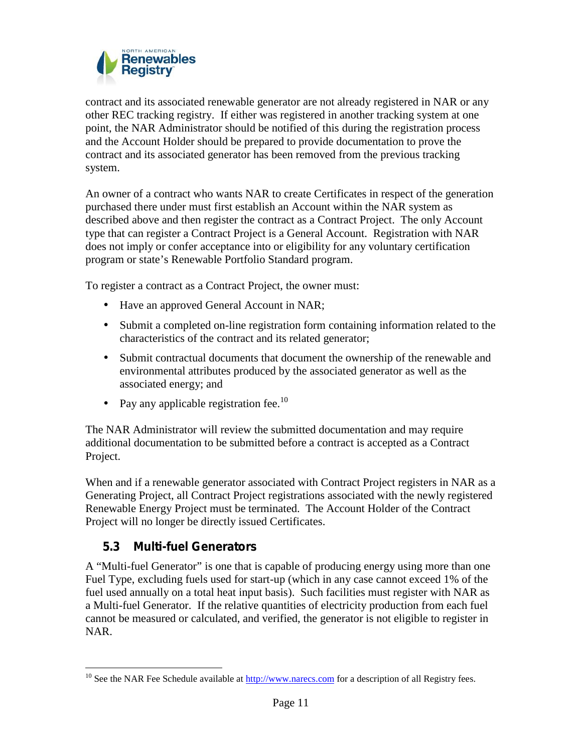contract and its associated renewable generator are not already registered in NAR or any other REC tracking registry. If either was registered in another tracking system at one point, the NAR Administrator should be notified of this during the registration process and the Account Holder should be prepared to provide documentation to prove the contract and its associated generator has been removed from the previous tracking system.

An owner of a contract who wants NAR to create Certificates in respect of the generation purchased there under must first establish an Account within the NAR system as described above and then register the contract as a Contract Project. The only Account type that can register a Contract Project is a General Account. Registration with NAR does not imply or confer acceptance into or eligibility for any voluntary certification program or state's Renewable Portfolio Standard program.

To register a contract as a Contract Project, the owner must:

- Have an approved General Account in NAR;
- Submit a completed on-line registration form containing information related to the characteristics of the contract and its related generator;
- Submit contractual documents that document the ownership of the renewable and environmental attributes produced by the associated generator as well as the associated energy; and
- Pay any applicable registration fee.[10]

The NAR Administrator will review the submitted documentation and may require additional documentation to be submitted before a contract is accepted as a Contract Project.

When and if a renewable generator associated with Contract Project registers in NAR as a Generating Project, all Contract Project registrations associated with the newly registered Renewable Energy Project must be terminated. The Account Holder of the Contract Project will no longer be directly issued Certificates.

### 5.3 Multi-fuel Generators

A "Multi-fuel Generator" is one that is capable of producing energy using more than one Fuel Type, excluding fuels used for start-up (which in any case cannot exceed 1% of the fuel used annually on a total heat input basis). Such facilities must register with NAR as a Multi-fuel Generator. If the relative quantities of electricity production from each fuel cannot be measured or calculated, and verified, the generator is not eligible to register in NAR.

---

[10] See the NAR Fee Schedule available at http://www.narecs.com for a description of all Registry fees.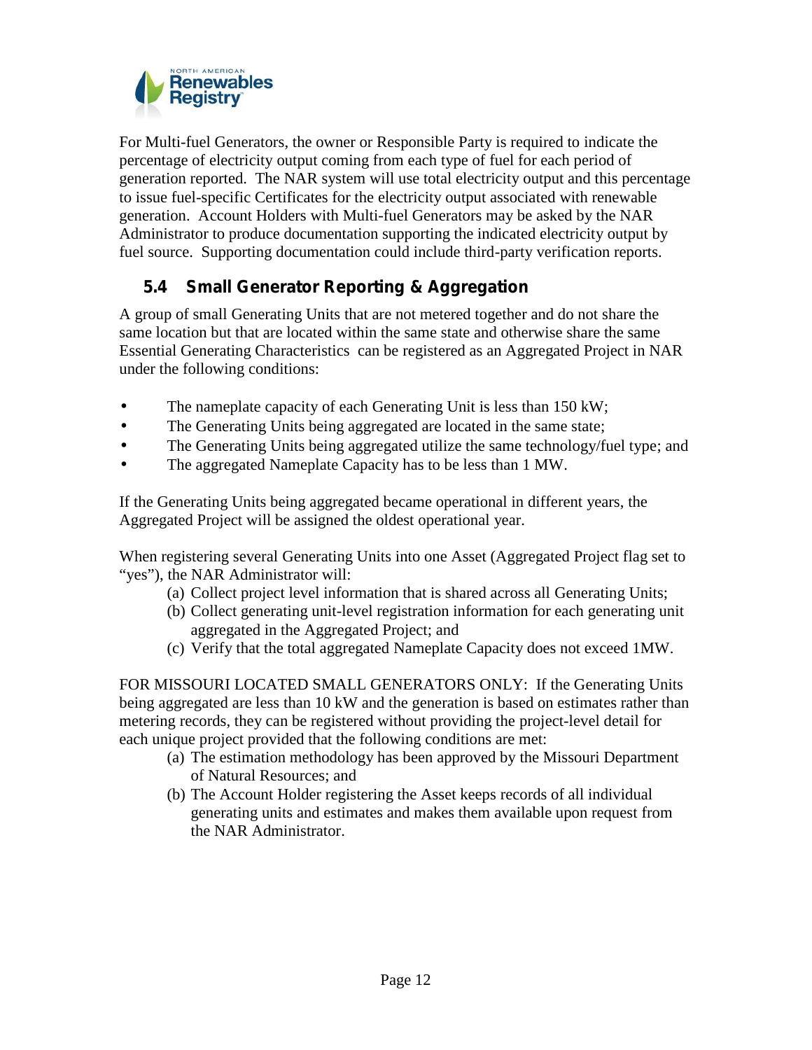For Multi-fuel Generators, the owner or Responsible Party is required to indicate the percentage of electricity output coming from each type of fuel for each period of generation reported. The NAR system will use total electricity output and this percentage to issue fuel-specific Certificates for the electricity output associated with renewable generation. Account Holders with Multi-fuel Generators may be asked by the NAR Administrator to produce documentation supporting the indicated electricity output by fuel source. Supporting documentation could include third-party verification reports.

## 5.4 Small Generator Reporting & Aggregation

A group of small Generating Units that are not metered together and do not share the same location but that are located within the same state and otherwise share the same Essential Generating Characteristics can be registered as an Aggregated Project in NAR under the following conditions:

- The nameplate capacity of each Generating Unit is less than 150 kW;
- The Generating Units being aggregated are located in the same state;
- The Generating Units being aggregated utilize the same technology/fuel type; and
- The aggregated Nameplate Capacity has to be less than 1 MW.

If the Generating Units being aggregated became operational in different years, the Aggregated Project will be assigned the oldest operational year.

When registering several Generating Units into one Asset (Aggregated Project flag set to "yes"), the NAR Administrator will:

(a) Collect project level information that is shared across all Generating Units;
(b) Collect generating unit-level registration information for each generating unit aggregated in the Aggregated Project; and
(c) Verify that the total aggregated Nameplate Capacity does not exceed 1MW.

FOR MISSOURI LOCATED SMALL GENERATORS ONLY: If the Generating Units being aggregated are less than 10 kW and the generation is based on estimates rather than metering records, they can be registered without providing the project-level detail for each unique project provided that the following conditions are met:

(a) The estimation methodology has been approved by the Missouri Department of Natural Resources; and
(b) The Account Holder registering the Asset keeps records of all individual generating units and estimates and makes them available upon request from the NAR Administrator.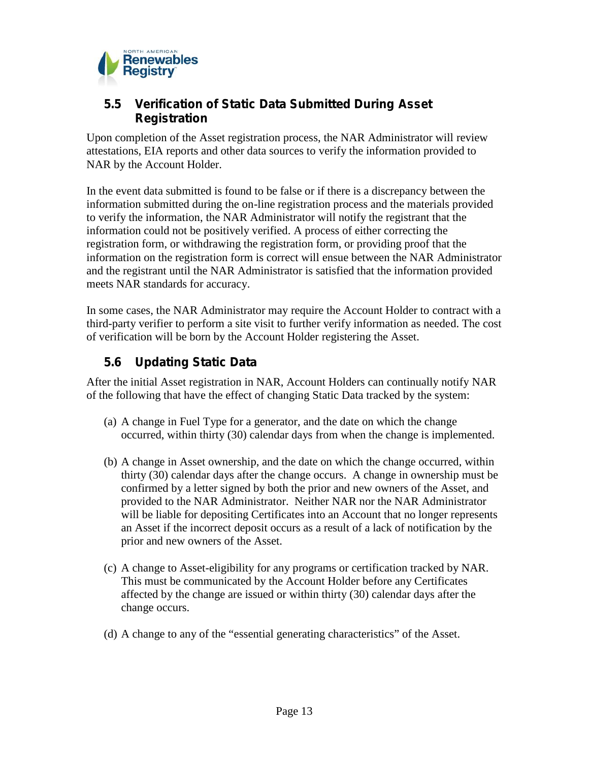## 5.5 Verification of Static Data Submitted During Asset Registration

Upon completion of the Asset registration process, the NAR Administrator will review attestations, EIA reports and other data sources to verify the information provided to NAR by the Account Holder.

In the event data submitted is found to be false or if there is a discrepancy between the information submitted during the on-line registration process and the materials provided to verify the information, the NAR Administrator will notify the registrant that the information could not be positively verified. A process of either correcting the registration form, or withdrawing the registration form, or providing proof that the information on the registration form is correct will ensue between the NAR Administrator and the registrant until the NAR Administrator is satisfied that the information provided meets NAR standards for accuracy.

In some cases, the NAR Administrator may require the Account Holder to contract with a third-party verifier to perform a site visit to further verify information as needed. The cost of verification will be born by the Account Holder registering the Asset.

## 5.6 Updating Static Data

After the initial Asset registration in NAR, Account Holders can continually notify NAR of the following that have the effect of changing Static Data tracked by the system:

(a) A change in Fuel Type for a generator, and the date on which the change occurred, within thirty (30) calendar days from when the change is implemented.

(b) A change in Asset ownership, and the date on which the change occurred, within thirty (30) calendar days after the change occurs. A change in ownership must be confirmed by a letter signed by both the prior and new owners of the Asset, and provided to the NAR Administrator. Neither NAR nor the NAR Administrator will be liable for depositing Certificates into an Account that no longer represents an Asset if the incorrect deposit occurs as a result of a lack of notification by the prior and new owners of the Asset.

(c) A change to Asset-eligibility for any programs or certification tracked by NAR. This must be communicated by the Account Holder before any Certificates affected by the change are issued or within thirty (30) calendar days after the change occurs.

(d) A change to any of the "essential generating characteristics" of the Asset.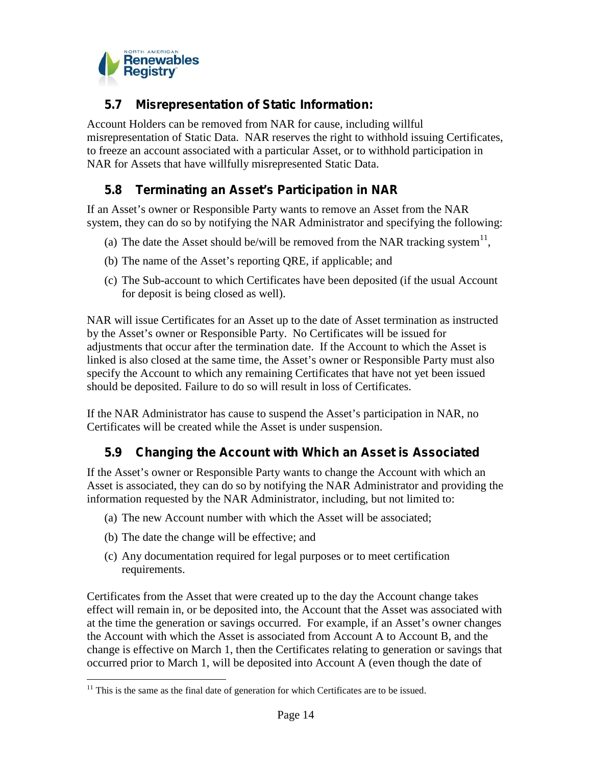## 5.7 Misrepresentation of Static Information:

Account Holders can be removed from NAR for cause, including willful misrepresentation of Static Data. NAR reserves the right to withhold issuing Certificates, to freeze an account associated with a particular Asset, or to withhold participation in NAR for Assets that have willfully misrepresented Static Data.

## 5.8 Terminating an Asset's Participation in NAR

If an Asset's owner or Responsible Party wants to remove an Asset from the NAR system, they can do so by notifying the NAR Administrator and specifying the following:

(a) The date the Asset should be/will be removed from the NAR tracking system[11],

(b) The name of the Asset's reporting QRE, if applicable; and

(c) The Sub-account to which Certificates have been deposited (if the usual Account for deposit is being closed as well).

NAR will issue Certificates for an Asset up to the date of Asset termination as instructed by the Asset's owner or Responsible Party. No Certificates will be issued for adjustments that occur after the termination date. If the Account to which the Asset is linked is also closed at the same time, the Asset's owner or Responsible Party must also specify the Account to which any remaining Certificates that have not yet been issued should be deposited. Failure to do so will result in loss of Certificates.

If the NAR Administrator has cause to suspend the Asset's participation in NAR, no Certificates will be created while the Asset is under suspension.

## 5.9 Changing the Account with Which an Asset is Associated

If the Asset's owner or Responsible Party wants to change the Account with which an Asset is associated, they can do so by notifying the NAR Administrator and providing the information requested by the NAR Administrator, including, but not limited to:

(a) The new Account number with which the Asset will be associated;

(b) The date the change will be effective; and

(c) Any documentation required for legal purposes or to meet certification requirements.

Certificates from the Asset that were created up to the day the Account change takes effect will remain in, or be deposited into, the Account that the Asset was associated with at the time the generation or savings occurred. For example, if an Asset's owner changes the Account with which the Asset is associated from Account A to Account B, and the change is effective on March 1, then the Certificates relating to generation or savings that occurred prior to March 1, will be deposited into Account A (even though the date of

[11] This is the same as the final date of generation for which Certificates are to be issued.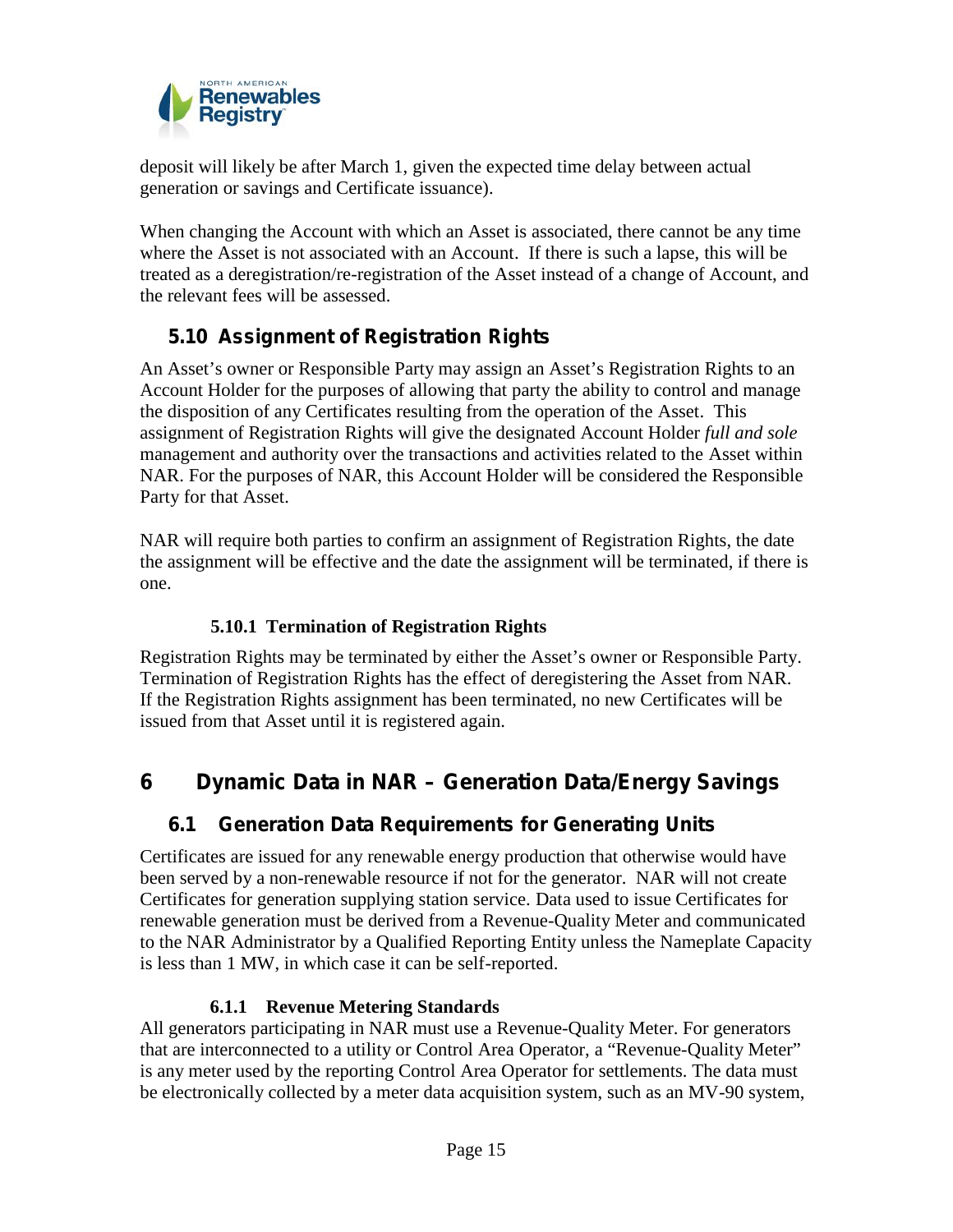deposit will likely be after March 1, given the expected time delay between actual generation or savings and Certificate issuance).

When changing the Account with which an Asset is associated, there cannot be any time where the Asset is not associated with an Account. If there is such a lapse, this will be treated as a deregistration/re-registration of the Asset instead of a change of Account, and the relevant fees will be assessed.

## 5.10 Assignment of Registration Rights

An Asset's owner or Responsible Party may assign an Asset's Registration Rights to an Account Holder for the purposes of allowing that party the ability to control and manage the disposition of any Certificates resulting from the operation of the Asset. This assignment of Registration Rights will give the designated Account Holder *full and sole* management and authority over the transactions and activities related to the Asset within NAR. For the purposes of NAR, this Account Holder will be considered the Responsible Party for that Asset.

NAR will require both parties to confirm an assignment of Registration Rights, the date the assignment will be effective and the date the assignment will be terminated, if there is one.

### 5.10.1 Termination of Registration Rights

Registration Rights may be terminated by either the Asset's owner or Responsible Party. Termination of Registration Rights has the effect of deregistering the Asset from NAR. If the Registration Rights assignment has been terminated, no new Certificates will be issued from that Asset until it is registered again.

# 6 Dynamic Data in NAR – Generation Data/Energy Savings

## 6.1 Generation Data Requirements for Generating Units

Certificates are issued for any renewable energy production that otherwise would have been served by a non-renewable resource if not for the generator. NAR will not create Certificates for generation supplying station service. Data used to issue Certificates for renewable generation must be derived from a Revenue-Quality Meter and communicated to the NAR Administrator by a Qualified Reporting Entity unless the Nameplate Capacity is less than 1 MW, in which case it can be self-reported.

### 6.1.1 Revenue Metering Standards

All generators participating in NAR must use a Revenue-Quality Meter. For generators that are interconnected to a utility or Control Area Operator, a "Revenue-Quality Meter" is any meter used by the reporting Control Area Operator for settlements. The data must be electronically collected by a meter data acquisition system, such as an MV-90 system,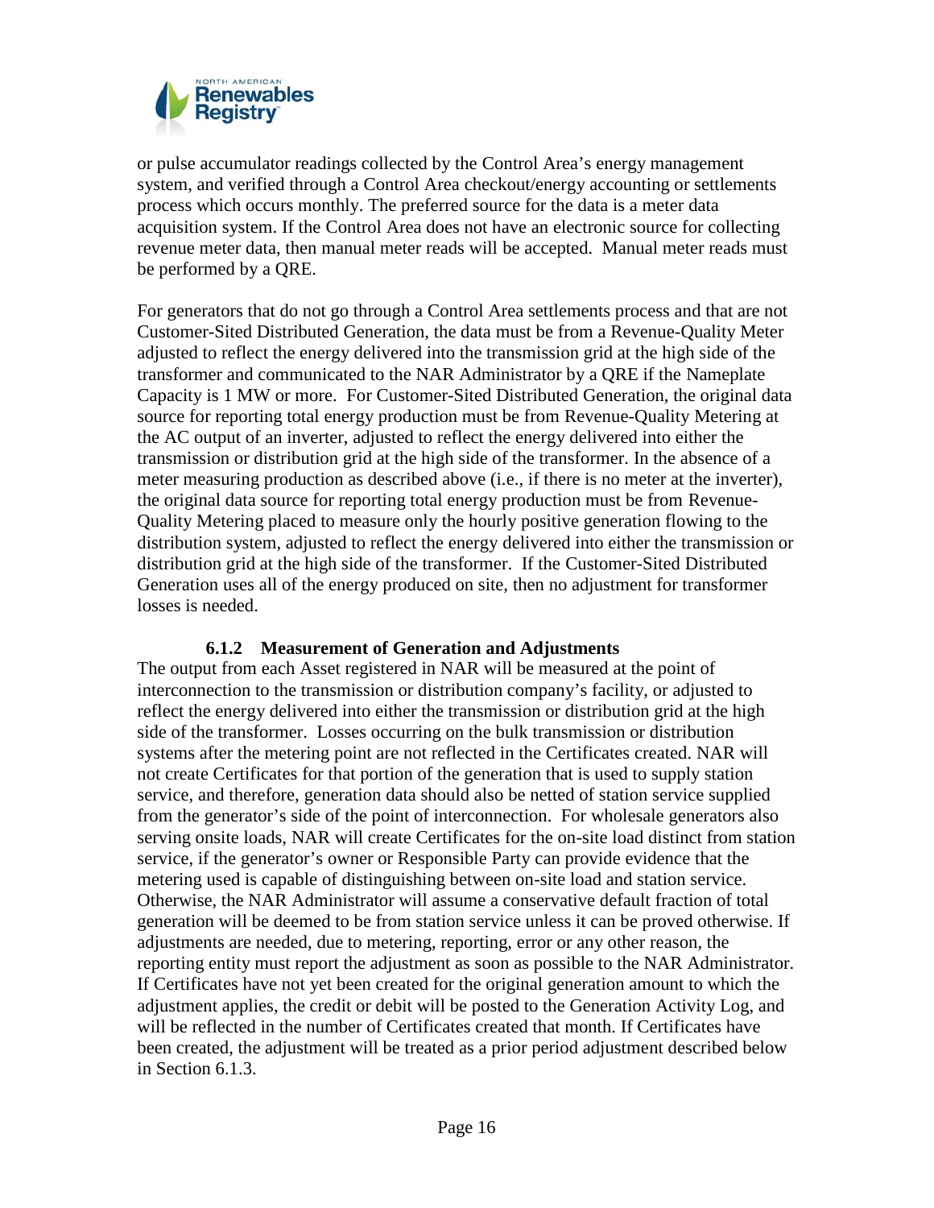or pulse accumulator readings collected by the Control Area's energy management system, and verified through a Control Area checkout/energy accounting or settlements process which occurs monthly. The preferred source for the data is a meter data acquisition system. If the Control Area does not have an electronic source for collecting revenue meter data, then manual meter reads will be accepted. Manual meter reads must be performed by a QRE.

For generators that do not go through a Control Area settlements process and that are not Customer-Sited Distributed Generation, the data must be from a Revenue-Quality Meter adjusted to reflect the energy delivered into the transmission grid at the high side of the transformer and communicated to the NAR Administrator by a QRE if the Nameplate Capacity is 1 MW or more. For Customer-Sited Distributed Generation, the original data source for reporting total energy production must be from Revenue-Quality Metering at the AC output of an inverter, adjusted to reflect the energy delivered into either the transmission or distribution grid at the high side of the transformer. In the absence of a meter measuring production as described above (i.e., if there is no meter at the inverter), the original data source for reporting total energy production must be from Revenue-Quality Metering placed to measure only the hourly positive generation flowing to the distribution system, adjusted to reflect the energy delivered into either the transmission or distribution grid at the high side of the transformer. If the Customer-Sited Distributed Generation uses all of the energy produced on site, then no adjustment for transformer losses is needed.

### 6.1.2 Measurement of Generation and Adjustments

The output from each Asset registered in NAR will be measured at the point of interconnection to the transmission or distribution company's facility, or adjusted to reflect the energy delivered into either the transmission or distribution grid at the high side of the transformer. Losses occurring on the bulk transmission or distribution systems after the metering point are not reflected in the Certificates created. NAR will not create Certificates for that portion of the generation that is used to supply station service, and therefore, generation data should also be netted of station service supplied from the generator's side of the point of interconnection. For wholesale generators also serving onsite loads, NAR will create Certificates for the on-site load distinct from station service, if the generator's owner or Responsible Party can provide evidence that the metering used is capable of distinguishing between on-site load and station service. Otherwise, the NAR Administrator will assume a conservative default fraction of total generation will be deemed to be from station service unless it can be proved otherwise. If adjustments are needed, due to metering, reporting, error or any other reason, the reporting entity must report the adjustment as soon as possible to the NAR Administrator. If Certificates have not yet been created for the original generation amount to which the adjustment applies, the credit or debit will be posted to the Generation Activity Log, and will be reflected in the number of Certificates created that month. If Certificates have been created, the adjustment will be treated as a prior period adjustment described below in Section 6.1.3.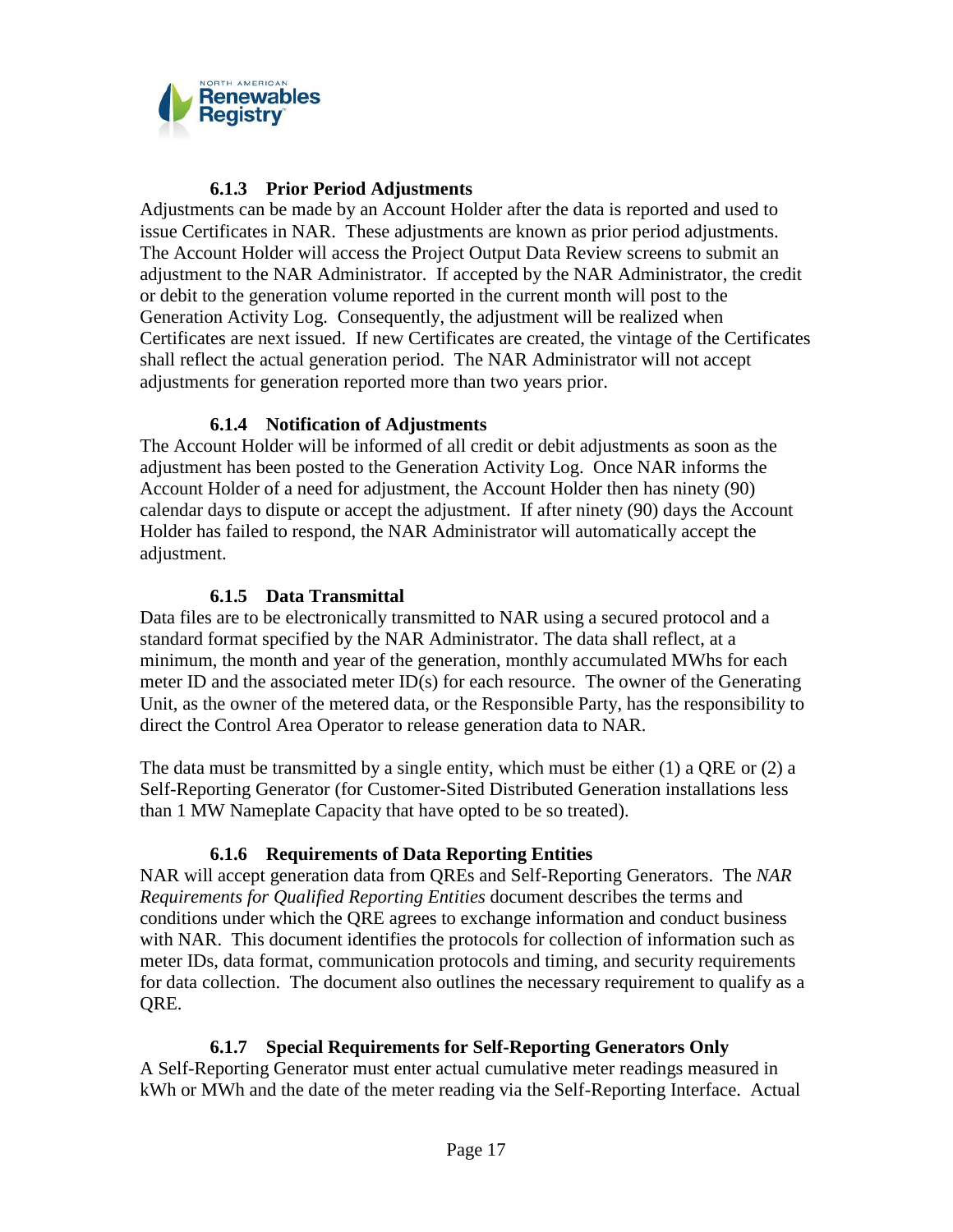#### 6.1.3 Prior Period Adjustments

Adjustments can be made by an Account Holder after the data is reported and used to issue Certificates in NAR. These adjustments are known as prior period adjustments. The Account Holder will access the Project Output Data Review screens to submit an adjustment to the NAR Administrator. If accepted by the NAR Administrator, the credit or debit to the generation volume reported in the current month will post to the Generation Activity Log. Consequently, the adjustment will be realized when Certificates are next issued. If new Certificates are created, the vintage of the Certificates shall reflect the actual generation period. The NAR Administrator will not accept adjustments for generation reported more than two years prior.

#### 6.1.4 Notification of Adjustments

The Account Holder will be informed of all credit or debit adjustments as soon as the adjustment has been posted to the Generation Activity Log. Once NAR informs the Account Holder of a need for adjustment, the Account Holder then has ninety (90) calendar days to dispute or accept the adjustment. If after ninety (90) days the Account Holder has failed to respond, the NAR Administrator will automatically accept the adjustment.

#### 6.1.5 Data Transmittal

Data files are to be electronically transmitted to NAR using a secured protocol and a standard format specified by the NAR Administrator. The data shall reflect, at a minimum, the month and year of the generation, monthly accumulated MWhs for each meter ID and the associated meter ID(s) for each resource. The owner of the Generating Unit, as the owner of the metered data, or the Responsible Party, has the responsibility to direct the Control Area Operator to release generation data to NAR.

The data must be transmitted by a single entity, which must be either (1) a QRE or (2) a Self-Reporting Generator (for Customer-Sited Distributed Generation installations less than 1 MW Nameplate Capacity that have opted to be so treated).

#### 6.1.6 Requirements of Data Reporting Entities

NAR will accept generation data from QREs and Self-Reporting Generators. The *NAR Requirements for Qualified Reporting Entities* document describes the terms and conditions under which the QRE agrees to exchange information and conduct business with NAR. This document identifies the protocols for collection of information such as meter IDs, data format, communication protocols and timing, and security requirements for data collection. The document also outlines the necessary requirement to qualify as a QRE.

#### 6.1.7 Special Requirements for Self-Reporting Generators Only

A Self-Reporting Generator must enter actual cumulative meter readings measured in kWh or MWh and the date of the meter reading via the Self-Reporting Interface. Actual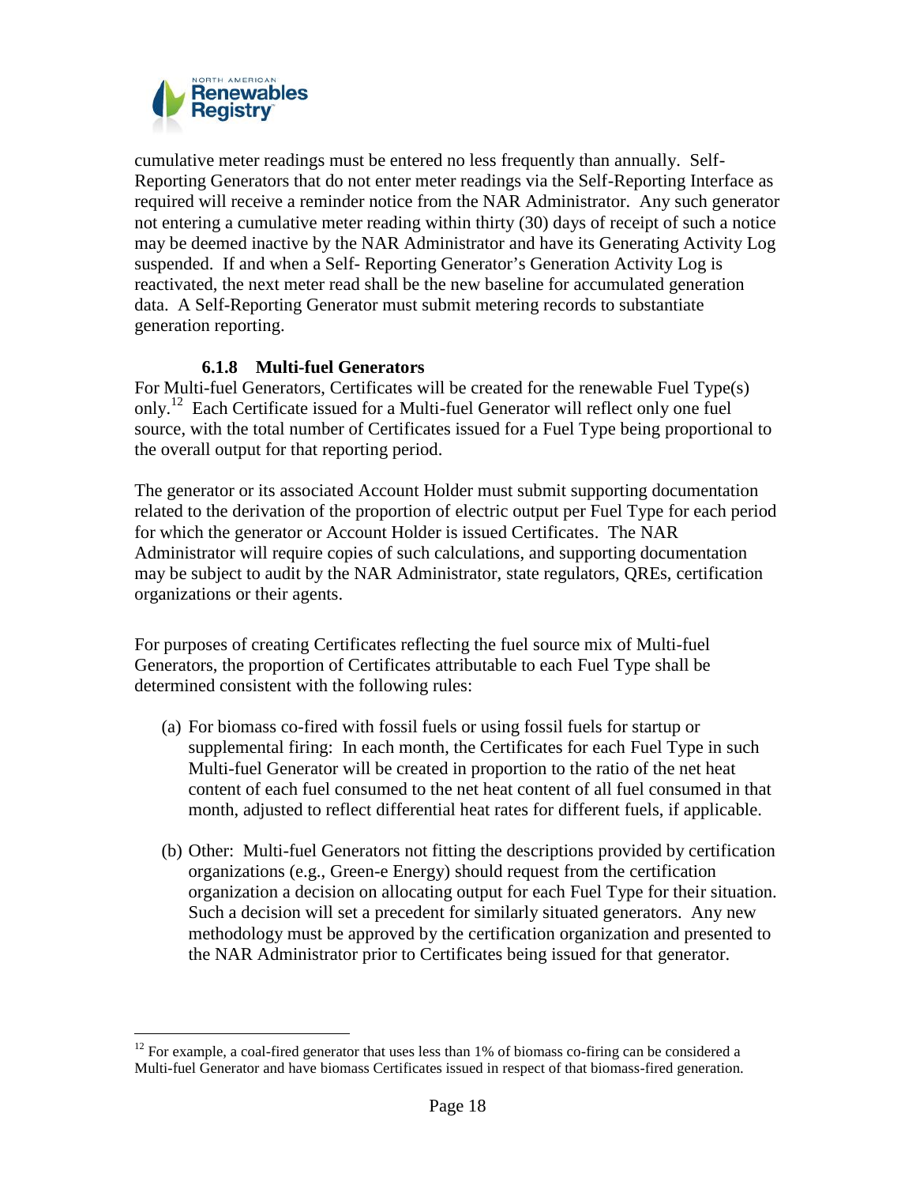cumulative meter readings must be entered no less frequently than annually. Self-Reporting Generators that do not enter meter readings via the Self-Reporting Interface as required will receive a reminder notice from the NAR Administrator. Any such generator not entering a cumulative meter reading within thirty (30) days of receipt of such a notice may be deemed inactive by the NAR Administrator and have its Generating Activity Log suspended. If and when a Self- Reporting Generator's Generation Activity Log is reactivated, the next meter read shall be the new baseline for accumulated generation data. A Self-Reporting Generator must submit metering records to substantiate generation reporting.

#### 6.1.8 Multi-fuel Generators

For Multi-fuel Generators, Certificates will be created for the renewable Fuel Type(s) only.[12] Each Certificate issued for a Multi-fuel Generator will reflect only one fuel source, with the total number of Certificates issued for a Fuel Type being proportional to the overall output for that reporting period.

The generator or its associated Account Holder must submit supporting documentation related to the derivation of the proportion of electric output per Fuel Type for each period for which the generator or Account Holder is issued Certificates. The NAR Administrator will require copies of such calculations, and supporting documentation may be subject to audit by the NAR Administrator, state regulators, QREs, certification organizations or their agents.

For purposes of creating Certificates reflecting the fuel source mix of Multi-fuel Generators, the proportion of Certificates attributable to each Fuel Type shall be determined consistent with the following rules:

(a) For biomass co-fired with fossil fuels or using fossil fuels for startup or supplemental firing: In each month, the Certificates for each Fuel Type in such Multi-fuel Generator will be created in proportion to the ratio of the net heat content of each fuel consumed to the net heat content of all fuel consumed in that month, adjusted to reflect differential heat rates for different fuels, if applicable.

(b) Other: Multi-fuel Generators not fitting the descriptions provided by certification organizations (e.g., Green-e Energy) should request from the certification organization a decision on allocating output for each Fuel Type for their situation. Such a decision will set a precedent for similarly situated generators. Any new methodology must be approved by the certification organization and presented to the NAR Administrator prior to Certificates being issued for that generator.

---

[12] For example, a coal-fired generator that uses less than 1% of biomass co-firing can be considered a Multi-fuel Generator and have biomass Certificates issued in respect of that biomass-fired generation.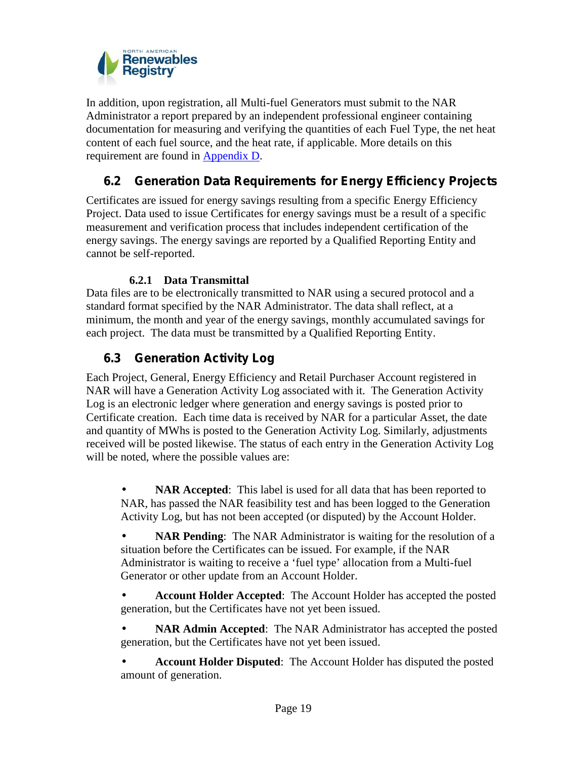In addition, upon registration, all Multi-fuel Generators must submit to the NAR Administrator a report prepared by an independent professional engineer containing documentation for measuring and verifying the quantities of each Fuel Type, the net heat content of each fuel source, and the heat rate, if applicable. More details on this requirement are found in Appendix D.

## 6.2 Generation Data Requirements for Energy Efficiency Projects

Certificates are issued for energy savings resulting from a specific Energy Efficiency Project. Data used to issue Certificates for energy savings must be a result of a specific measurement and verification process that includes independent certification of the energy savings. The energy savings are reported by a Qualified Reporting Entity and cannot be self-reported.

### 6.2.1 Data Transmittal

Data files are to be electronically transmitted to NAR using a secured protocol and a standard format specified by the NAR Administrator. The data shall reflect, at a minimum, the month and year of the energy savings, monthly accumulated savings for each project. The data must be transmitted by a Qualified Reporting Entity.

## 6.3 Generation Activity Log

Each Project, General, Energy Efficiency and Retail Purchaser Account registered in NAR will have a Generation Activity Log associated with it. The Generation Activity Log is an electronic ledger where generation and energy savings is posted prior to Certificate creation. Each time data is received by NAR for a particular Asset, the date and quantity of MWhs is posted to the Generation Activity Log. Similarly, adjustments received will be posted likewise. The status of each entry in the Generation Activity Log will be noted, where the possible values are:

- **NAR Accepted**: This label is used for all data that has been reported to NAR, has passed the NAR feasibility test and has been logged to the Generation Activity Log, but has not been accepted (or disputed) by the Account Holder.
- **NAR Pending**: The NAR Administrator is waiting for the resolution of a situation before the Certificates can be issued. For example, if the NAR Administrator is waiting to receive a 'fuel type' allocation from a Multi-fuel Generator or other update from an Account Holder.
- **Account Holder Accepted**: The Account Holder has accepted the posted generation, but the Certificates have not yet been issued.
- **NAR Admin Accepted**: The NAR Administrator has accepted the posted generation, but the Certificates have not yet been issued.
- **Account Holder Disputed**: The Account Holder has disputed the posted amount of generation.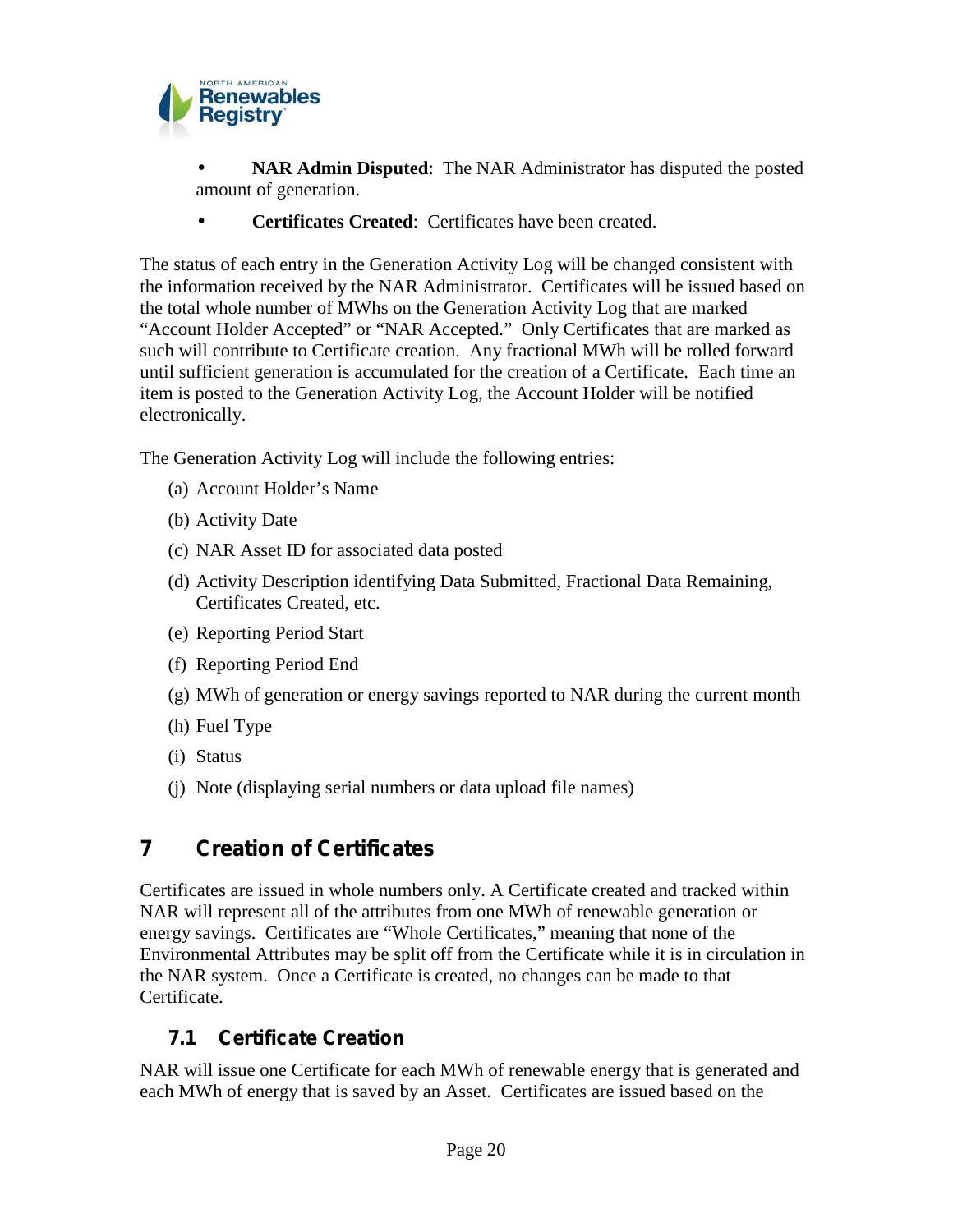- **NAR Admin Disputed**: The NAR Administrator has disputed the posted amount of generation.
- **Certificates Created**: Certificates have been created.

The status of each entry in the Generation Activity Log will be changed consistent with the information received by the NAR Administrator. Certificates will be issued based on the total whole number of MWhs on the Generation Activity Log that are marked "Account Holder Accepted" or "NAR Accepted." Only Certificates that are marked as such will contribute to Certificate creation. Any fractional MWh will be rolled forward until sufficient generation is accumulated for the creation of a Certificate. Each time an item is posted to the Generation Activity Log, the Account Holder will be notified electronically.

The Generation Activity Log will include the following entries:

(a) Account Holder's Name

(b) Activity Date

(c) NAR Asset ID for associated data posted

(d) Activity Description identifying Data Submitted, Fractional Data Remaining, Certificates Created, etc.

(e) Reporting Period Start

(f) Reporting Period End

(g) MWh of generation or energy savings reported to NAR during the current month

(h) Fuel Type

(i) Status

(j) Note (displaying serial numbers or data upload file names)

# 7 Creation of Certificates

Certificates are issued in whole numbers only. A Certificate created and tracked within NAR will represent all of the attributes from one MWh of renewable generation or energy savings. Certificates are "Whole Certificates," meaning that none of the Environmental Attributes may be split off from the Certificate while it is in circulation in the NAR system. Once a Certificate is created, no changes can be made to that Certificate.

## 7.1 Certificate Creation

NAR will issue one Certificate for each MWh of renewable energy that is generated and each MWh of energy that is saved by an Asset. Certificates are issued based on the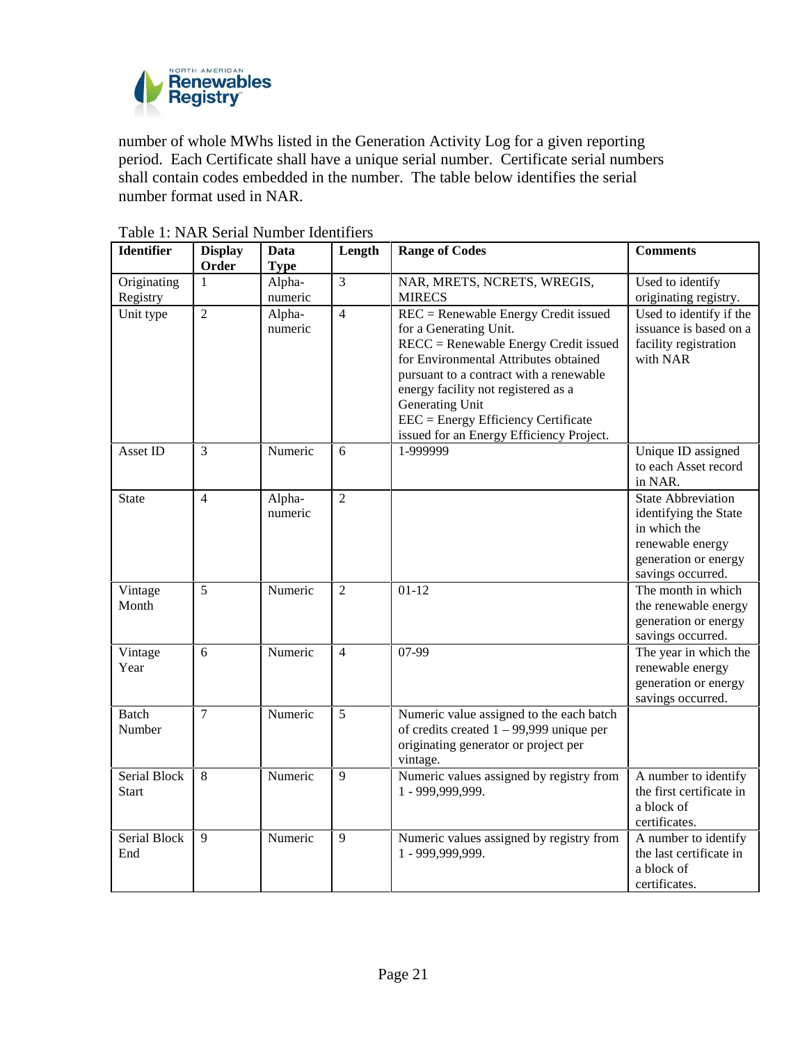number of whole MWhs listed in the Generation Activity Log for a given reporting period. Each Certificate shall have a unique serial number. Certificate serial numbers shall contain codes embedded in the number. The table below identifies the serial number format used in NAR.

Table 1: NAR Serial Number Identifiers

| Identifier | Display Order | Data Type | Length | Range of Codes | Comments |
|---|---|---|---|---|---|
| Originating Registry | 1 | Alpha-numeric | 3 | NAR, MRETS, NCRETS, WREGIS, MIRECS | Used to identify originating registry. |
| Unit type | 2 | Alpha-numeric | 4 | REC = Renewable Energy Credit issued for a Generating Unit.<br>RECC = Renewable Energy Credit issued for Environmental Attributes obtained pursuant to a contract with a renewable energy facility not registered as a Generating Unit<br>EEC = Energy Efficiency Certificate issued for an Energy Efficiency Project. | Used to identify if the issuance is based on a facility registration with NAR |
| Asset ID | 3 | Numeric | 6 | 1-999999 | Unique ID assigned to each Asset record in NAR. |
| State | 4 | Alpha-numeric | 2 | | State Abbreviation identifying the State in which the renewable energy generation or energy savings occurred. |
| Vintage Month | 5 | Numeric | 2 | 01-12 | The month in which the renewable energy generation or energy savings occurred. |
| Vintage Year | 6 | Numeric | 4 | 07-99 | The year in which the renewable energy generation or energy savings occurred. |
| Batch Number | 7 | Numeric | 5 | Numeric value assigned to the each batch of credits created 1 – 99,999 unique per originating generator or project per vintage. | |
| Serial Block Start | 8 | Numeric | 9 | Numeric values assigned by registry from 1 - 999,999,999. | A number to identify the first certificate in a block of certificates. |
| Serial Block End | 9 | Numeric | 9 | Numeric values assigned by registry from 1 - 999,999,999. | A number to identify the last certificate in a block of certificates. |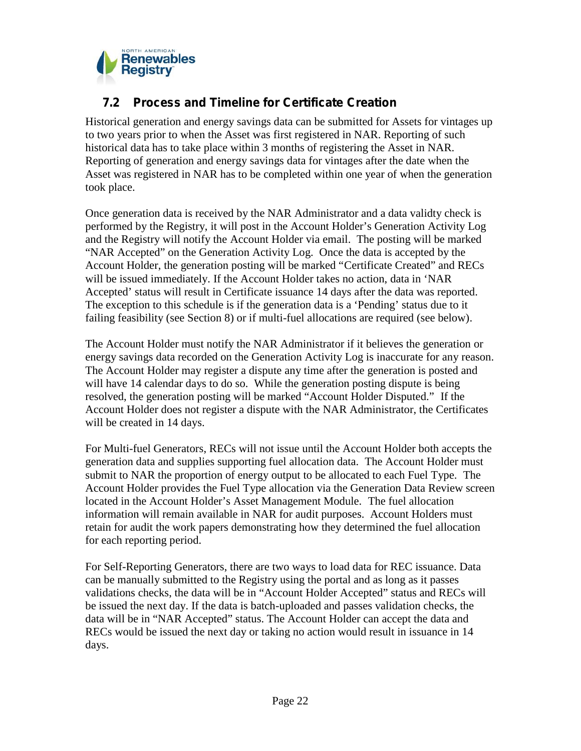## 7.2 Process and Timeline for Certificate Creation

Historical generation and energy savings data can be submitted for Assets for vintages up to two years prior to when the Asset was first registered in NAR. Reporting of such historical data has to take place within 3 months of registering the Asset in NAR. Reporting of generation and energy savings data for vintages after the date when the Asset was registered in NAR has to be completed within one year of when the generation took place.

Once generation data is received by the NAR Administrator and a data validty check is performed by the Registry, it will post in the Account Holder's Generation Activity Log and the Registry will notify the Account Holder via email. The posting will be marked "NAR Accepted" on the Generation Activity Log. Once the data is accepted by the Account Holder, the generation posting will be marked "Certificate Created" and RECs will be issued immediately. If the Account Holder takes no action, data in 'NAR Accepted' status will result in Certificate issuance 14 days after the data was reported. The exception to this schedule is if the generation data is a 'Pending' status due to it failing feasibility (see Section 8) or if multi-fuel allocations are required (see below).

The Account Holder must notify the NAR Administrator if it believes the generation or energy savings data recorded on the Generation Activity Log is inaccurate for any reason. The Account Holder may register a dispute any time after the generation is posted and will have 14 calendar days to do so. While the generation posting dispute is being resolved, the generation posting will be marked "Account Holder Disputed." If the Account Holder does not register a dispute with the NAR Administrator, the Certificates will be created in 14 days.

For Multi-fuel Generators, RECs will not issue until the Account Holder both accepts the generation data and supplies supporting fuel allocation data. The Account Holder must submit to NAR the proportion of energy output to be allocated to each Fuel Type. The Account Holder provides the Fuel Type allocation via the Generation Data Review screen located in the Account Holder's Asset Management Module. The fuel allocation information will remain available in NAR for audit purposes. Account Holders must retain for audit the work papers demonstrating how they determined the fuel allocation for each reporting period.

For Self-Reporting Generators, there are two ways to load data for REC issuance. Data can be manually submitted to the Registry using the portal and as long as it passes validations checks, the data will be in "Account Holder Accepted" status and RECs will be issued the next day. If the data is batch-uploaded and passes validation checks, the data will be in "NAR Accepted" status. The Account Holder can accept the data and RECs would be issued the next day or taking no action would result in issuance in 14 days.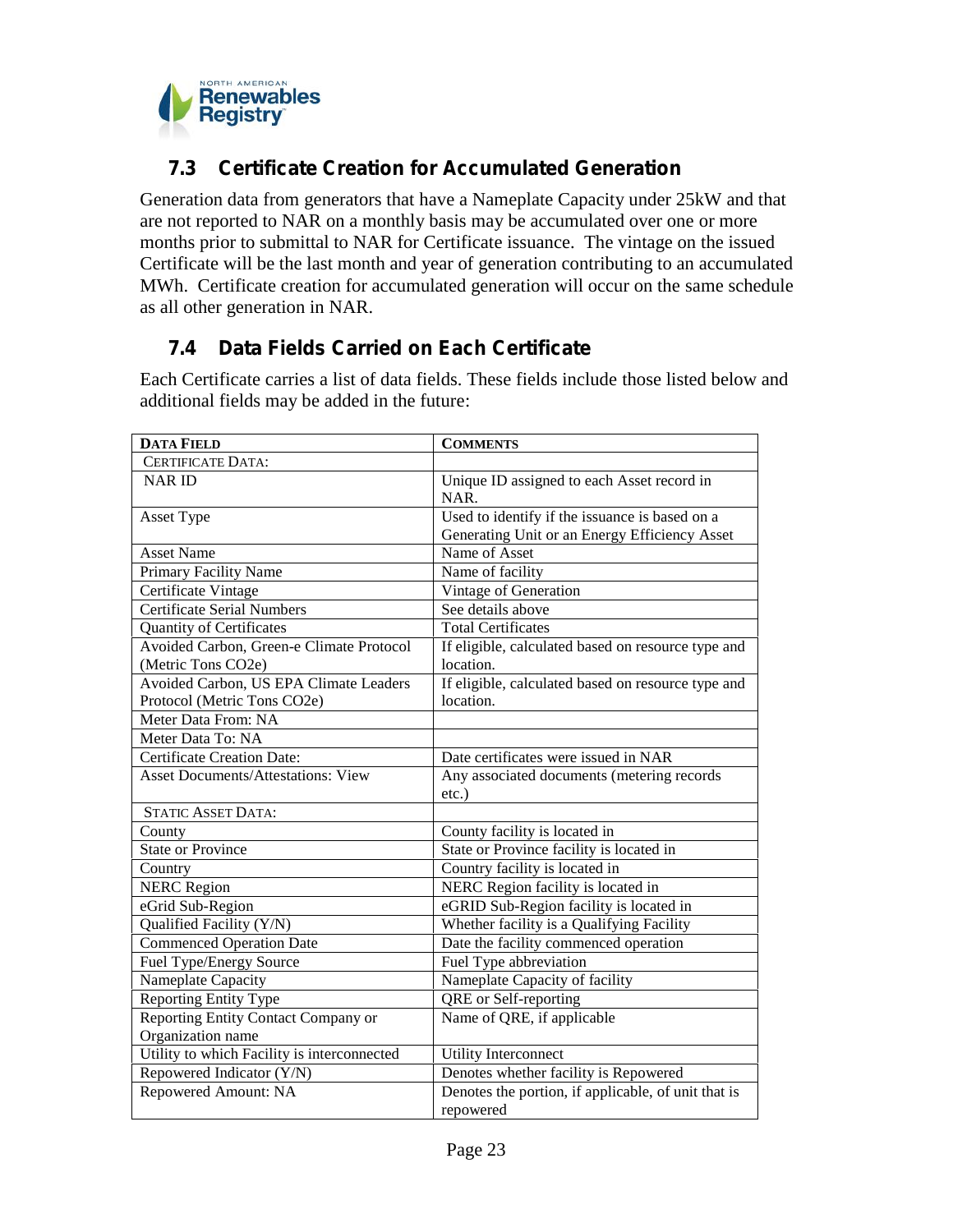## 7.3 Certificate Creation for Accumulated Generation

Generation data from generators that have a Nameplate Capacity under 25kW and that are not reported to NAR on a monthly basis may be accumulated over one or more months prior to submittal to NAR for Certificate issuance. The vintage on the issued Certificate will be the last month and year of generation contributing to an accumulated MWh. Certificate creation for accumulated generation will occur on the same schedule as all other generation in NAR.

## 7.4 Data Fields Carried on Each Certificate

Each Certificate carries a list of data fields. These fields include those listed below and additional fields may be added in the future:

| DATA FIELD | COMMENTS |
|---|---|
| CERTIFICATE DATA: | |
| NAR ID | Unique ID assigned to each Asset record in NAR. |
| Asset Type | Used to identify if the issuance is based on a Generating Unit or an Energy Efficiency Asset |
| Asset Name | Name of Asset |
| Primary Facility Name | Name of facility |
| Certificate Vintage | Vintage of Generation |
| Certificate Serial Numbers | See details above |
| Quantity of Certificates | Total Certificates |
| Avoided Carbon, Green-e Climate Protocol (Metric Tons CO2e) | If eligible, calculated based on resource type and location. |
| Avoided Carbon, US EPA Climate Leaders Protocol (Metric Tons CO2e) | If eligible, calculated based on resource type and location. |
| Meter Data From: NA | |
| Meter Data To: NA | |
| Certificate Creation Date: | Date certificates were issued in NAR |
| Asset Documents/Attestations: View | Any associated documents (metering records etc.) |
| STATIC ASSET DATA: | |
| County | County facility is located in |
| State or Province | State or Province facility is located in |
| Country | Country facility is located in |
| NERC Region | NERC Region facility is located in |
| eGrid Sub-Region | eGRID Sub-Region facility is located in |
| Qualified Facility (Y/N) | Whether facility is a Qualifying Facility |
| Commenced Operation Date | Date the facility commenced operation |
| Fuel Type/Energy Source | Fuel Type abbreviation |
| Nameplate Capacity | Nameplate Capacity of facility |
| Reporting Entity Type | QRE or Self-reporting |
| Reporting Entity Contact Company or Organization name | Name of QRE, if applicable |
| Utility to which Facility is interconnected | Utility Interconnect |
| Repowered Indicator (Y/N) | Denotes whether facility is Repowered |
| Repowered Amount: NA | Denotes the portion, if applicable, of unit that is repowered |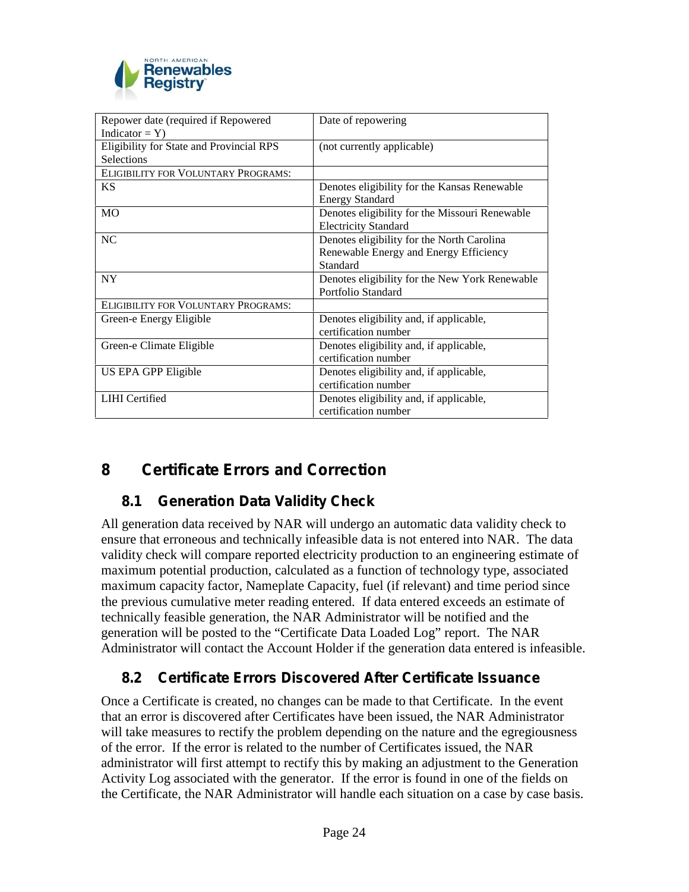| Repower date (required if Repowered Indicator = Y) | Date of repowering |
|---|---|
| Eligibility for State and Provincial RPS Selections | (not currently applicable) |
| ELIGIBILITY FOR VOLUNTARY PROGRAMS: | |
| KS | Denotes eligibility for the Kansas Renewable Energy Standard |
| MO | Denotes eligibility for the Missouri Renewable Electricity Standard |
| NC | Denotes eligibility for the North Carolina Renewable Energy and Energy Efficiency Standard |
| NY | Denotes eligibility for the New York Renewable Portfolio Standard |
| ELIGIBILITY FOR VOLUNTARY PROGRAMS: | |
| Green-e Energy Eligible | Denotes eligibility and, if applicable, certification number |
| Green-e Climate Eligible | Denotes eligibility and, if applicable, certification number |
| US EPA GPP Eligible | Denotes eligibility and, if applicable, certification number |
| LIHI Certified | Denotes eligibility and, if applicable, certification number |

# 8 Certificate Errors and Correction

## 8.1 Generation Data Validity Check

All generation data received by NAR will undergo an automatic data validity check to ensure that erroneous and technically infeasible data is not entered into NAR. The data validity check will compare reported electricity production to an engineering estimate of maximum potential production, calculated as a function of technology type, associated maximum capacity factor, Nameplate Capacity, fuel (if relevant) and time period since the previous cumulative meter reading entered. If data entered exceeds an estimate of technically feasible generation, the NAR Administrator will be notified and the generation will be posted to the "Certificate Data Loaded Log" report. The NAR Administrator will contact the Account Holder if the generation data entered is infeasible.

## 8.2 Certificate Errors Discovered After Certificate Issuance

Once a Certificate is created, no changes can be made to that Certificate. In the event that an error is discovered after Certificates have been issued, the NAR Administrator will take measures to rectify the problem depending on the nature and the egregiousness of the error. If the error is related to the number of Certificates issued, the NAR administrator will first attempt to rectify this by making an adjustment to the Generation Activity Log associated with the generator. If the error is found in one of the fields on the Certificate, the NAR Administrator will handle each situation on a case by case basis.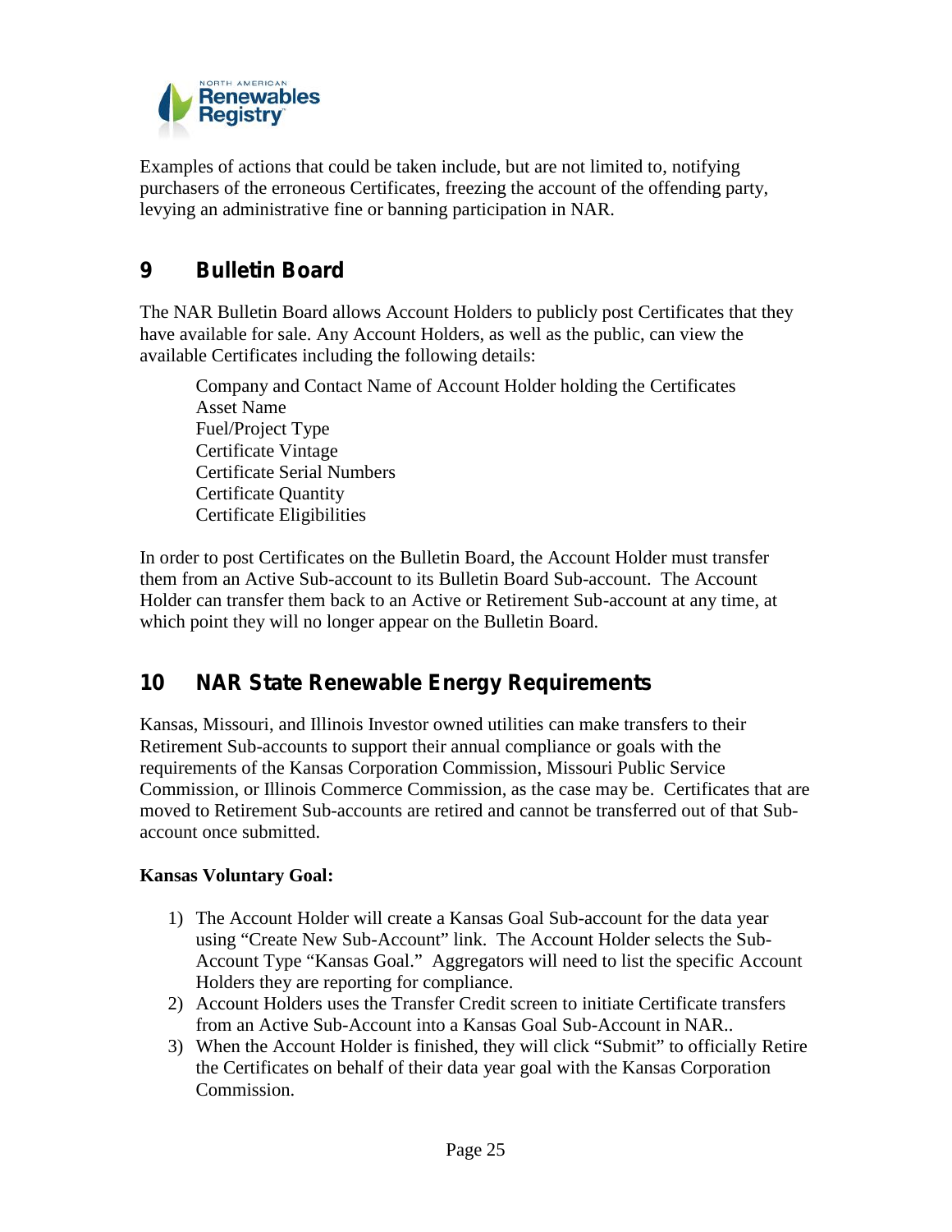Examples of actions that could be taken include, but are not limited to, notifying purchasers of the erroneous Certificates, freezing the account of the offending party, levying an administrative fine or banning participation in NAR.

# 9 Bulletin Board

The NAR Bulletin Board allows Account Holders to publicly post Certificates that they have available for sale. Any Account Holders, as well as the public, can view the available Certificates including the following details:

Company and Contact Name of Account Holder holding the Certificates
Asset Name
Fuel/Project Type
Certificate Vintage
Certificate Serial Numbers
Certificate Quantity
Certificate Eligibilities

In order to post Certificates on the Bulletin Board, the Account Holder must transfer them from an Active Sub-account to its Bulletin Board Sub-account. The Account Holder can transfer them back to an Active or Retirement Sub-account at any time, at which point they will no longer appear on the Bulletin Board.

# 10 NAR State Renewable Energy Requirements

Kansas, Missouri, and Illinois Investor owned utilities can make transfers to their Retirement Sub-accounts to support their annual compliance or goals with the requirements of the Kansas Corporation Commission, Missouri Public Service Commission, or Illinois Commerce Commission, as the case may be. Certificates that are moved to Retirement Sub-accounts are retired and cannot be transferred out of that Sub-account once submitted.

**Kansas Voluntary Goal:**

1) The Account Holder will create a Kansas Goal Sub-account for the data year using "Create New Sub-Account" link. The Account Holder selects the Sub-Account Type "Kansas Goal." Aggregators will need to list the specific Account Holders they are reporting for compliance.
2) Account Holders uses the Transfer Credit screen to initiate Certificate transfers from an Active Sub-Account into a Kansas Goal Sub-Account in NAR..
3) When the Account Holder is finished, they will click "Submit" to officially Retire the Certificates on behalf of their data year goal with the Kansas Corporation Commission.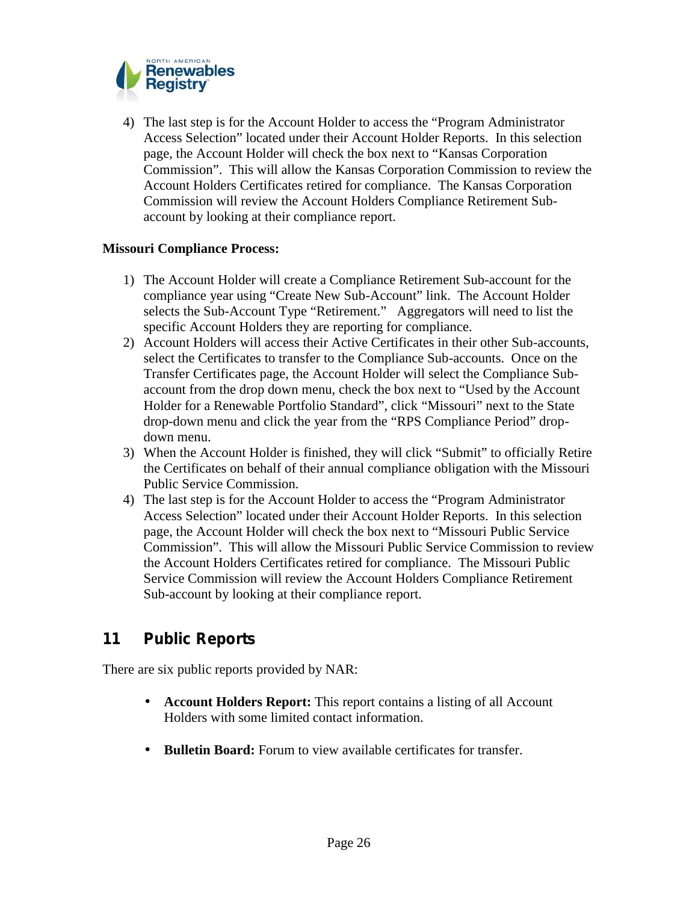4) The last step is for the Account Holder to access the "Program Administrator Access Selection" located under their Account Holder Reports. In this selection page, the Account Holder will check the box next to "Kansas Corporation Commission". This will allow the Kansas Corporation Commission to review the Account Holders Certificates retired for compliance. The Kansas Corporation Commission will review the Account Holders Compliance Retirement Sub-account by looking at their compliance report.

**Missouri Compliance Process:**

1) The Account Holder will create a Compliance Retirement Sub-account for the compliance year using "Create New Sub-Account" link. The Account Holder selects the Sub-Account Type "Retirement." Aggregators will need to list the specific Account Holders they are reporting for compliance.
2) Account Holders will access their Active Certificates in their other Sub-accounts, select the Certificates to transfer to the Compliance Sub-accounts. Once on the Transfer Certificates page, the Account Holder will select the Compliance Sub-account from the drop down menu, check the box next to "Used by the Account Holder for a Renewable Portfolio Standard", click "Missouri" next to the State drop-down menu and click the year from the "RPS Compliance Period" drop-down menu.
3) When the Account Holder is finished, they will click "Submit" to officially Retire the Certificates on behalf of their annual compliance obligation with the Missouri Public Service Commission.
4) The last step is for the Account Holder to access the "Program Administrator Access Selection" located under their Account Holder Reports. In this selection page, the Account Holder will check the box next to "Missouri Public Service Commission". This will allow the Missouri Public Service Commission to review the Account Holders Certificates retired for compliance. The Missouri Public Service Commission will review the Account Holders Compliance Retirement Sub-account by looking at their compliance report.

## 11 Public Reports

There are six public reports provided by NAR:

- **Account Holders Report:** This report contains a listing of all Account Holders with some limited contact information.

- **Bulletin Board:** Forum to view available certificates for transfer.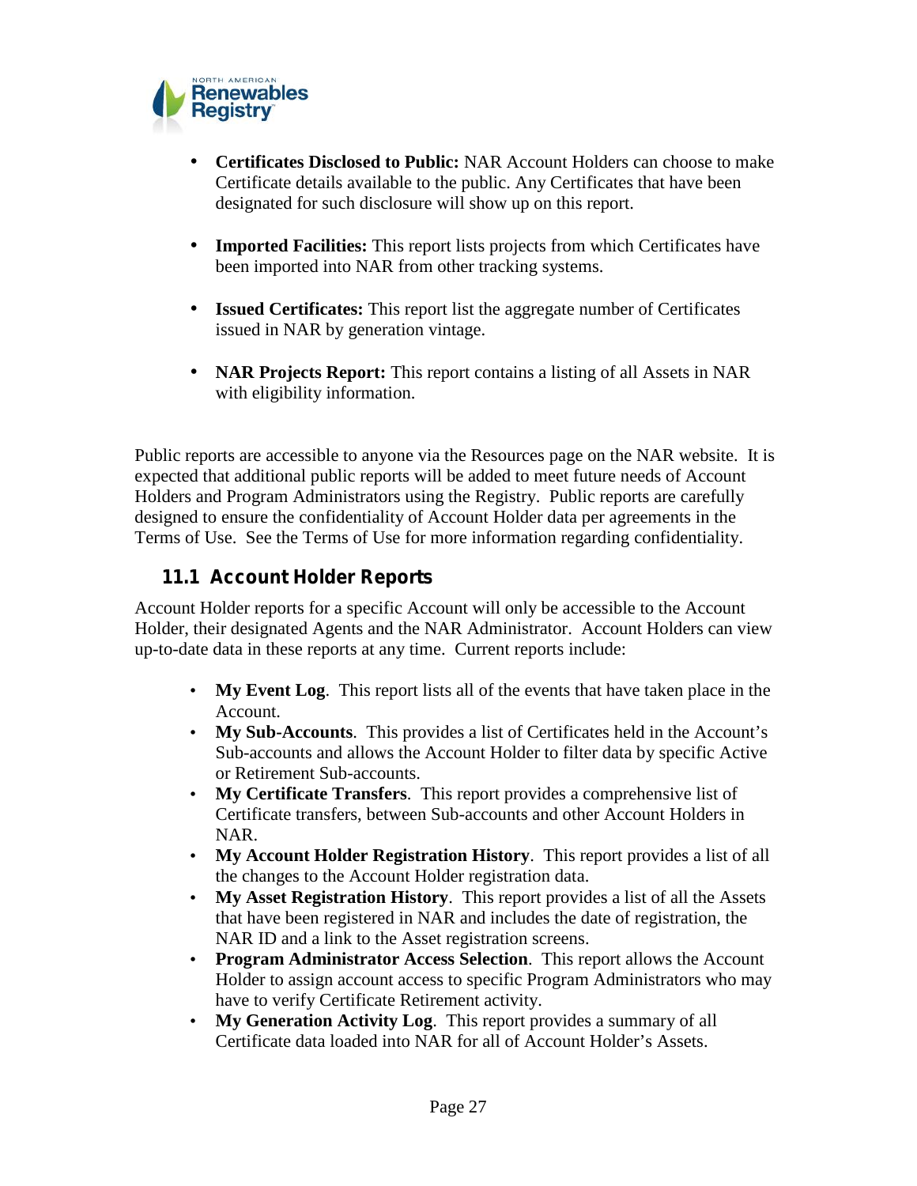- **Certificates Disclosed to Public:** NAR Account Holders can choose to make Certificate details available to the public. Any Certificates that have been designated for such disclosure will show up on this report.

- **Imported Facilities:** This report lists projects from which Certificates have been imported into NAR from other tracking systems.

- **Issued Certificates:** This report list the aggregate number of Certificates issued in NAR by generation vintage.

- **NAR Projects Report:** This report contains a listing of all Assets in NAR with eligibility information.

Public reports are accessible to anyone via the Resources page on the NAR website. It is expected that additional public reports will be added to meet future needs of Account Holders and Program Administrators using the Registry. Public reports are carefully designed to ensure the confidentiality of Account Holder data per agreements in the Terms of Use. See the Terms of Use for more information regarding confidentiality.

## 11.1 Account Holder Reports

Account Holder reports for a specific Account will only be accessible to the Account Holder, their designated Agents and the NAR Administrator. Account Holders can view up-to-date data in these reports at any time. Current reports include:

- **My Event Log**. This report lists all of the events that have taken place in the Account.
- **My Sub-Accounts**. This provides a list of Certificates held in the Account's Sub-accounts and allows the Account Holder to filter data by specific Active or Retirement Sub-accounts.
- **My Certificate Transfers**. This report provides a comprehensive list of Certificate transfers, between Sub-accounts and other Account Holders in NAR.
- **My Account Holder Registration History**. This report provides a list of all the changes to the Account Holder registration data.
- **My Asset Registration History**. This report provides a list of all the Assets that have been registered in NAR and includes the date of registration, the NAR ID and a link to the Asset registration screens.
- **Program Administrator Access Selection**. This report allows the Account Holder to assign account access to specific Program Administrators who may have to verify Certificate Retirement activity.
- **My Generation Activity Log**. This report provides a summary of all Certificate data loaded into NAR for all of Account Holder's Assets.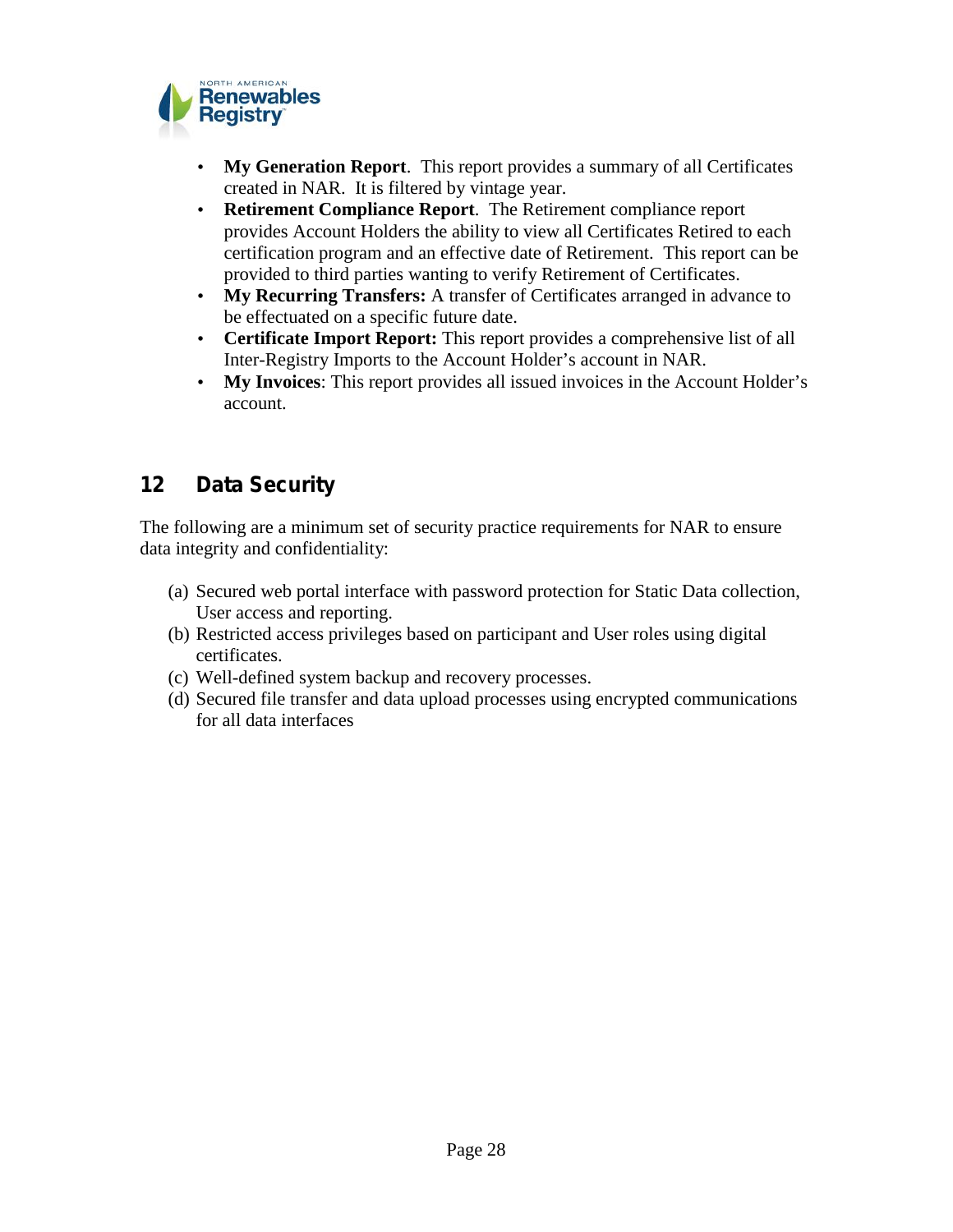- **My Generation Report**. This report provides a summary of all Certificates created in NAR. It is filtered by vintage year.
- **Retirement Compliance Report**. The Retirement compliance report provides Account Holders the ability to view all Certificates Retired to each certification program and an effective date of Retirement. This report can be provided to third parties wanting to verify Retirement of Certificates.
- **My Recurring Transfers:** A transfer of Certificates arranged in advance to be effectuated on a specific future date.
- **Certificate Import Report:** This report provides a comprehensive list of all Inter-Registry Imports to the Account Holder's account in NAR.
- **My Invoices**: This report provides all issued invoices in the Account Holder's account.

## 12 Data Security

The following are a minimum set of security practice requirements for NAR to ensure data integrity and confidentiality:

(a) Secured web portal interface with password protection for Static Data collection, User access and reporting.
(b) Restricted access privileges based on participant and User roles using digital certificates.
(c) Well-defined system backup and recovery processes.
(d) Secured file transfer and data upload processes using encrypted communications for all data interfaces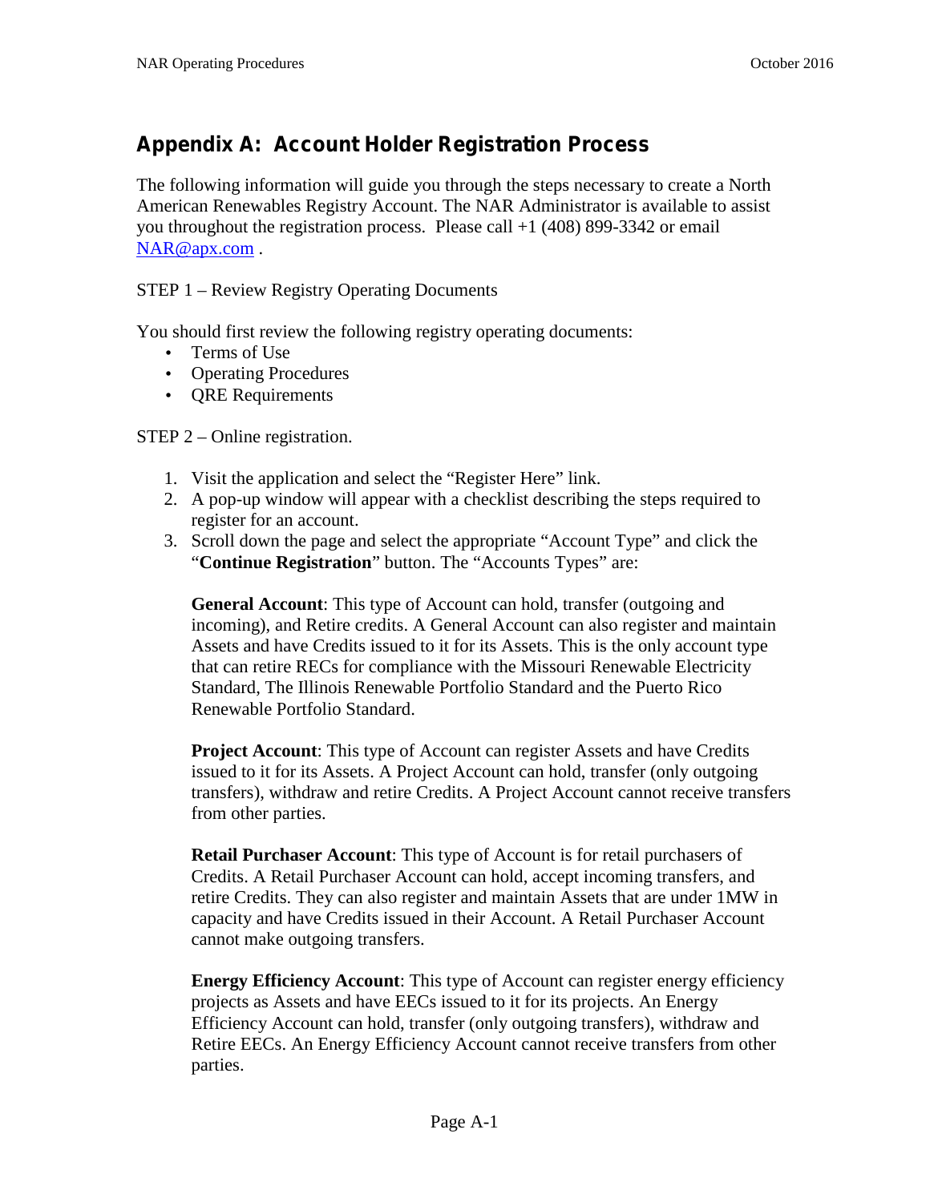## Appendix A: Account Holder Registration Process

The following information will guide you through the steps necessary to create a North American Renewables Registry Account. The NAR Administrator is available to assist you throughout the registration process. Please call +1 (408) 899-3342 or email NAR@apx.com .

STEP 1 – Review Registry Operating Documents

You should first review the following registry operating documents:

- Terms of Use
- Operating Procedures
- QRE Requirements

STEP 2 – Online registration.

1. Visit the application and select the "Register Here" link.
2. A pop-up window will appear with a checklist describing the steps required to register for an account.
3. Scroll down the page and select the appropriate "Account Type" and click the "**Continue Registration**" button. The "Accounts Types" are:

   **General Account**: This type of Account can hold, transfer (outgoing and incoming), and Retire credits. A General Account can also register and maintain Assets and have Credits issued to it for its Assets. This is the only account type that can retire RECs for compliance with the Missouri Renewable Electricity Standard, The Illinois Renewable Portfolio Standard and the Puerto Rico Renewable Portfolio Standard.

   **Project Account**: This type of Account can register Assets and have Credits issued to it for its Assets. A Project Account can hold, transfer (only outgoing transfers), withdraw and retire Credits. A Project Account cannot receive transfers from other parties.

   **Retail Purchaser Account**: This type of Account is for retail purchasers of Credits. A Retail Purchaser Account can hold, accept incoming transfers, and retire Credits. They can also register and maintain Assets that are under 1MW in capacity and have Credits issued in their Account. A Retail Purchaser Account cannot make outgoing transfers.

   **Energy Efficiency Account**: This type of Account can register energy efficiency projects as Assets and have EECs issued to it for its projects. An Energy Efficiency Account can hold, transfer (only outgoing transfers), withdraw and Retire EECs. An Energy Efficiency Account cannot receive transfers from other parties.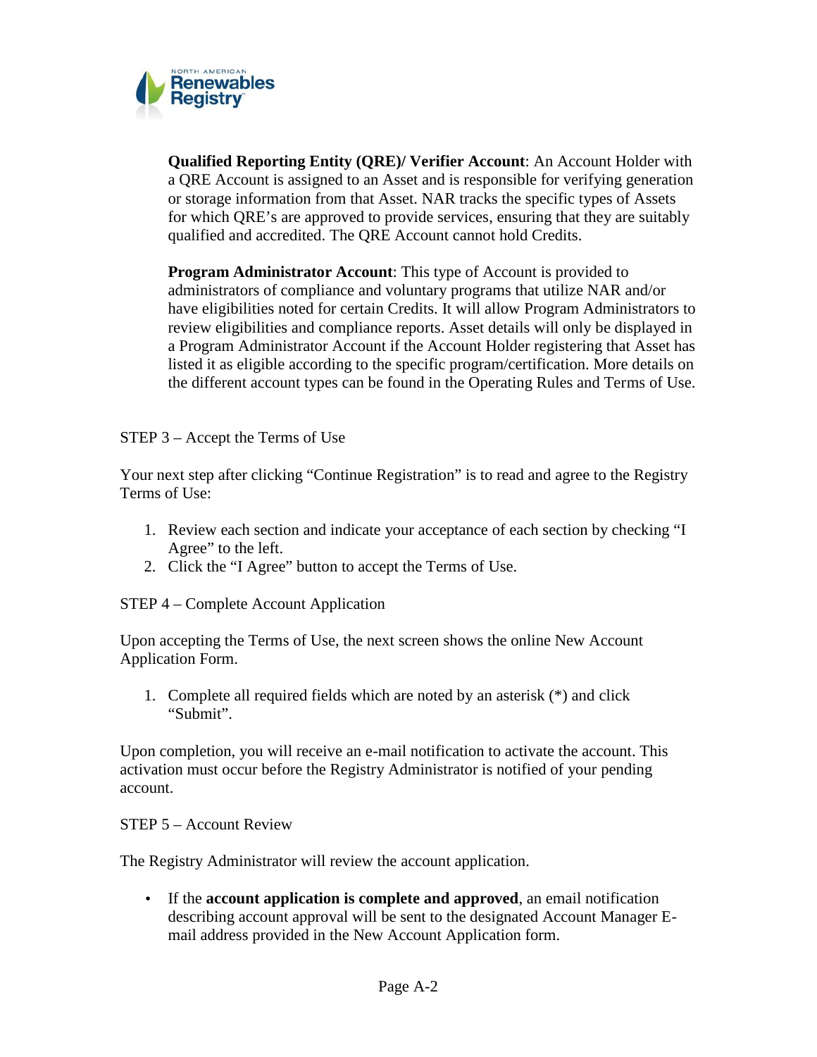**Qualified Reporting Entity (QRE)/ Verifier Account**: An Account Holder with a QRE Account is assigned to an Asset and is responsible for verifying generation or storage information from that Asset. NAR tracks the specific types of Assets for which QRE's are approved to provide services, ensuring that they are suitably qualified and accredited. The QRE Account cannot hold Credits.

**Program Administrator Account**: This type of Account is provided to administrators of compliance and voluntary programs that utilize NAR and/or have eligibilities noted for certain Credits. It will allow Program Administrators to review eligibilities and compliance reports. Asset details will only be displayed in a Program Administrator Account if the Account Holder registering that Asset has listed it as eligible according to the specific program/certification. More details on the different account types can be found in the Operating Rules and Terms of Use.

STEP 3 – Accept the Terms of Use

Your next step after clicking "Continue Registration" is to read and agree to the Registry Terms of Use:

1. Review each section and indicate your acceptance of each section by checking "I Agree" to the left.
2. Click the "I Agree" button to accept the Terms of Use.

STEP 4 – Complete Account Application

Upon accepting the Terms of Use, the next screen shows the online New Account Application Form.

1. Complete all required fields which are noted by an asterisk (*) and click "Submit".

Upon completion, you will receive an e-mail notification to activate the account. This activation must occur before the Registry Administrator is notified of your pending account.

STEP 5 – Account Review

The Registry Administrator will review the account application.

- If the **account application is complete and approved**, an email notification describing account approval will be sent to the designated Account Manager E-mail address provided in the New Account Application form.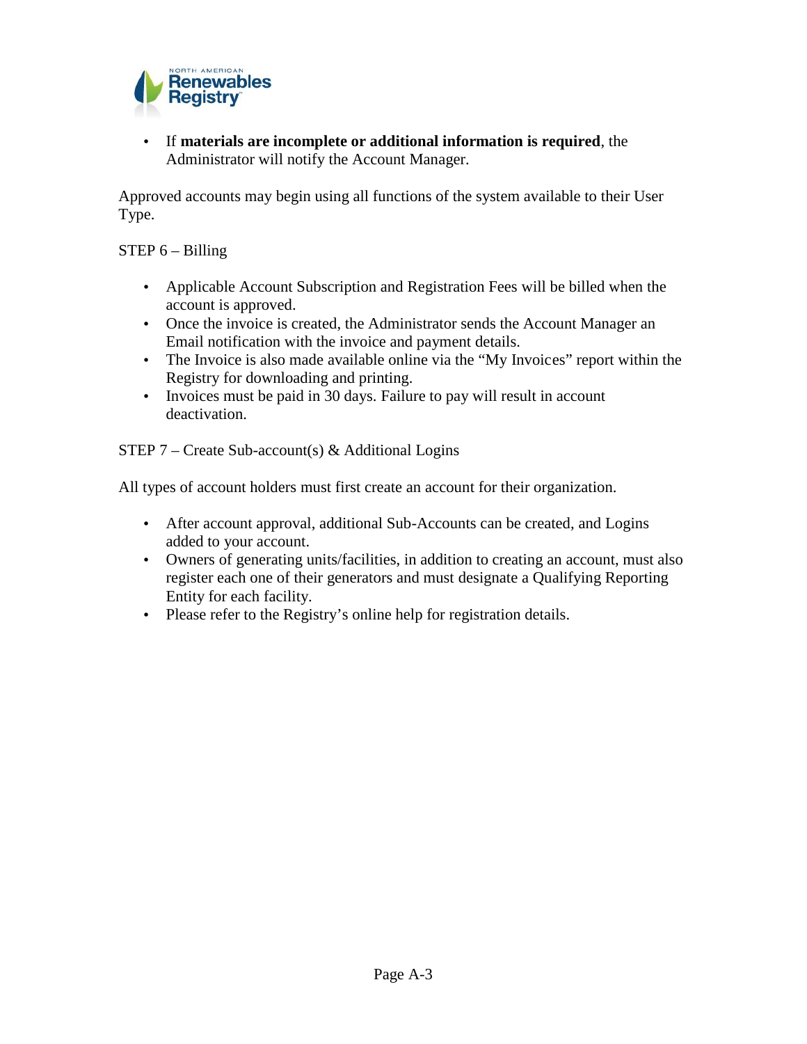- If **materials are incomplete or additional information is required**, the Administrator will notify the Account Manager.

Approved accounts may begin using all functions of the system available to their User Type.

STEP 6 – Billing

- Applicable Account Subscription and Registration Fees will be billed when the account is approved.
- Once the invoice is created, the Administrator sends the Account Manager an Email notification with the invoice and payment details.
- The Invoice is also made available online via the "My Invoices" report within the Registry for downloading and printing.
- Invoices must be paid in 30 days. Failure to pay will result in account deactivation.

STEP 7 – Create Sub-account(s) & Additional Logins

All types of account holders must first create an account for their organization.

- After account approval, additional Sub-Accounts can be created, and Logins added to your account.
- Owners of generating units/facilities, in addition to creating an account, must also register each one of their generators and must designate a Qualifying Reporting Entity for each facility.
- Please refer to the Registry's online help for registration details.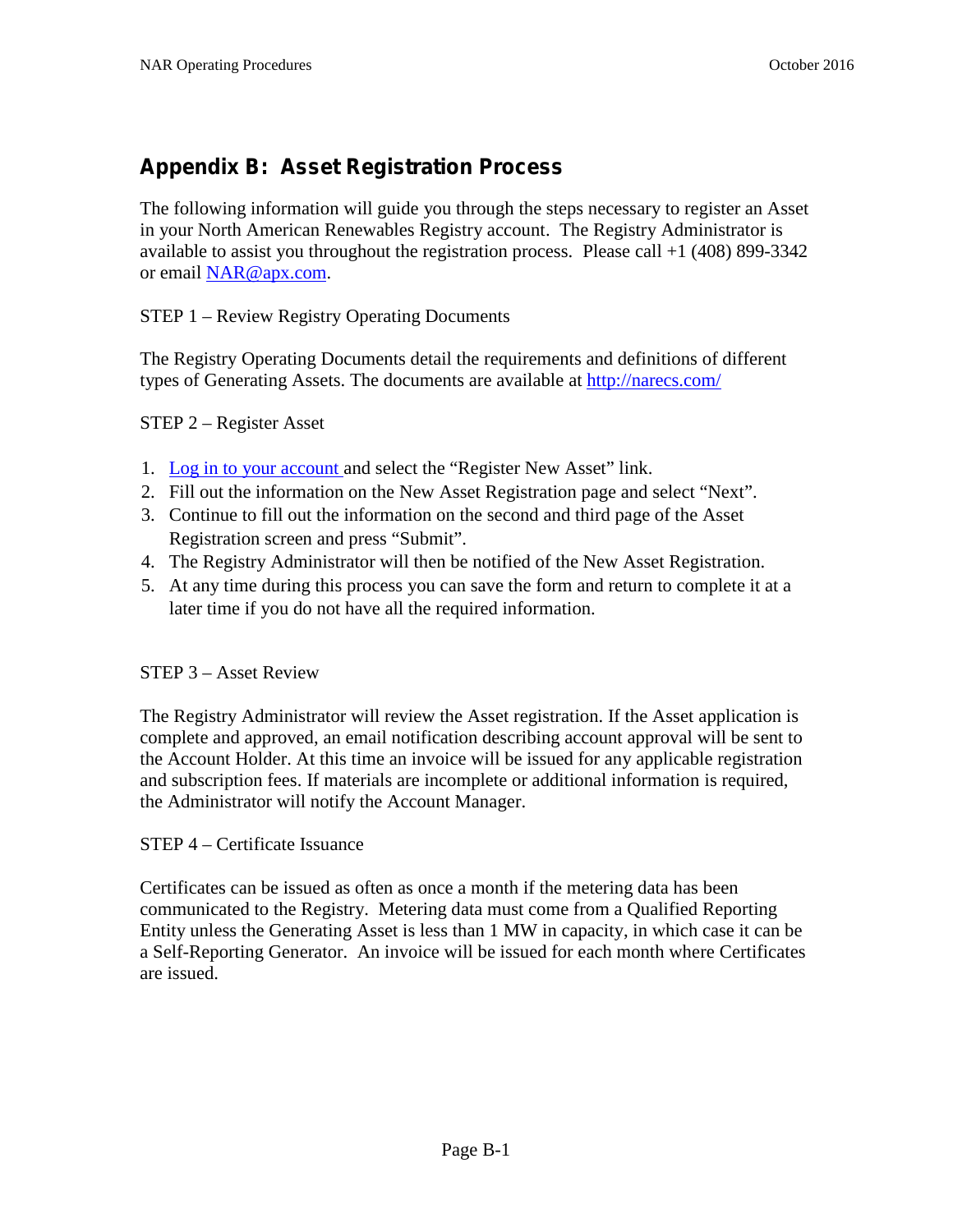## Appendix B: Asset Registration Process

The following information will guide you through the steps necessary to register an Asset in your North American Renewables Registry account. The Registry Administrator is available to assist you throughout the registration process. Please call +1 (408) 899-3342 or email [NAR@apx.com](mailto:NAR@apx.com).

STEP 1 – Review Registry Operating Documents

The Registry Operating Documents detail the requirements and definitions of different types of Generating Assets. The documents are available at [http://narecs.com/](http://narecs.com/)

STEP 2 – Register Asset

1. Log in to your account and select the "Register New Asset" link.
2. Fill out the information on the New Asset Registration page and select "Next".
3. Continue to fill out the information on the second and third page of the Asset Registration screen and press "Submit".
4. The Registry Administrator will then be notified of the New Asset Registration.
5. At any time during this process you can save the form and return to complete it at a later time if you do not have all the required information.

STEP 3 – Asset Review

The Registry Administrator will review the Asset registration. If the Asset application is complete and approved, an email notification describing account approval will be sent to the Account Holder. At this time an invoice will be issued for any applicable registration and subscription fees. If materials are incomplete or additional information is required, the Administrator will notify the Account Manager.

STEP 4 – Certificate Issuance

Certificates can be issued as often as once a month if the metering data has been communicated to the Registry. Metering data must come from a Qualified Reporting Entity unless the Generating Asset is less than 1 MW in capacity, in which case it can be a Self-Reporting Generator. An invoice will be issued for each month where Certificates are issued.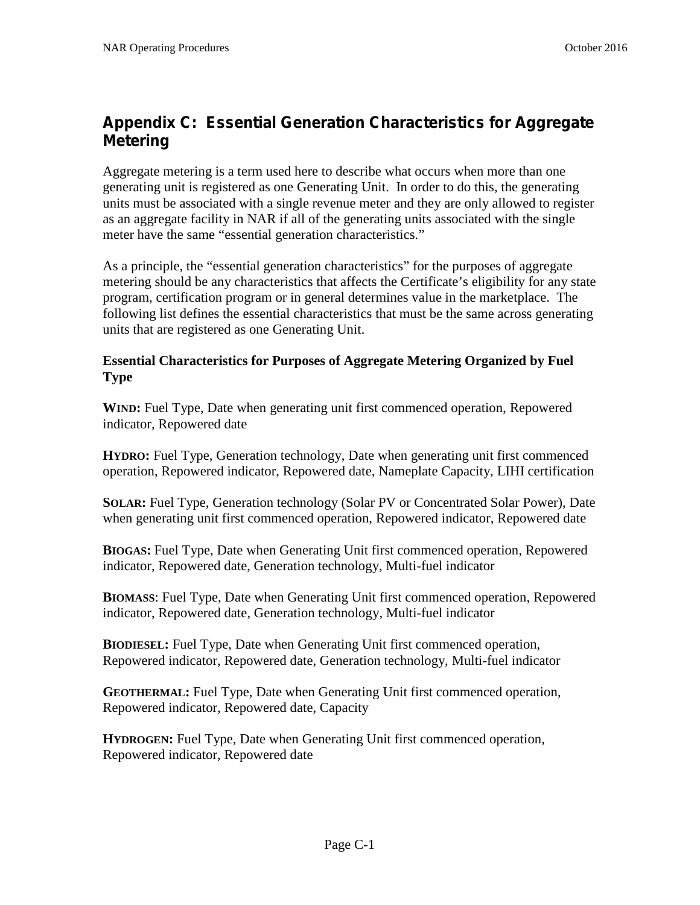## Appendix C: Essential Generation Characteristics for Aggregate Metering

Aggregate metering is a term used here to describe what occurs when more than one generating unit is registered as one Generating Unit. In order to do this, the generating units must be associated with a single revenue meter and they are only allowed to register as an aggregate facility in NAR if all of the generating units associated with the single meter have the same "essential generation characteristics."

As a principle, the "essential generation characteristics" for the purposes of aggregate metering should be any characteristics that affects the Certificate's eligibility for any state program, certification program or in general determines value in the marketplace. The following list defines the essential characteristics that must be the same across generating units that are registered as one Generating Unit.

**Essential Characteristics for Purposes of Aggregate Metering Organized by Fuel Type**

**WIND:** Fuel Type, Date when generating unit first commenced operation, Repowered indicator, Repowered date

**HYDRO:** Fuel Type, Generation technology, Date when generating unit first commenced operation, Repowered indicator, Repowered date, Nameplate Capacity, LIHI certification

**SOLAR:** Fuel Type, Generation technology (Solar PV or Concentrated Solar Power), Date when generating unit first commenced operation, Repowered indicator, Repowered date

**BIOGAS:** Fuel Type, Date when Generating Unit first commenced operation, Repowered indicator, Repowered date, Generation technology, Multi-fuel indicator

**BIOMASS**: Fuel Type, Date when Generating Unit first commenced operation, Repowered indicator, Repowered date, Generation technology, Multi-fuel indicator

**BIODIESEL:** Fuel Type, Date when Generating Unit first commenced operation, Repowered indicator, Repowered date, Generation technology, Multi-fuel indicator

**GEOTHERMAL:** Fuel Type, Date when Generating Unit first commenced operation, Repowered indicator, Repowered date, Capacity

**HYDROGEN:** Fuel Type, Date when Generating Unit first commenced operation, Repowered indicator, Repowered date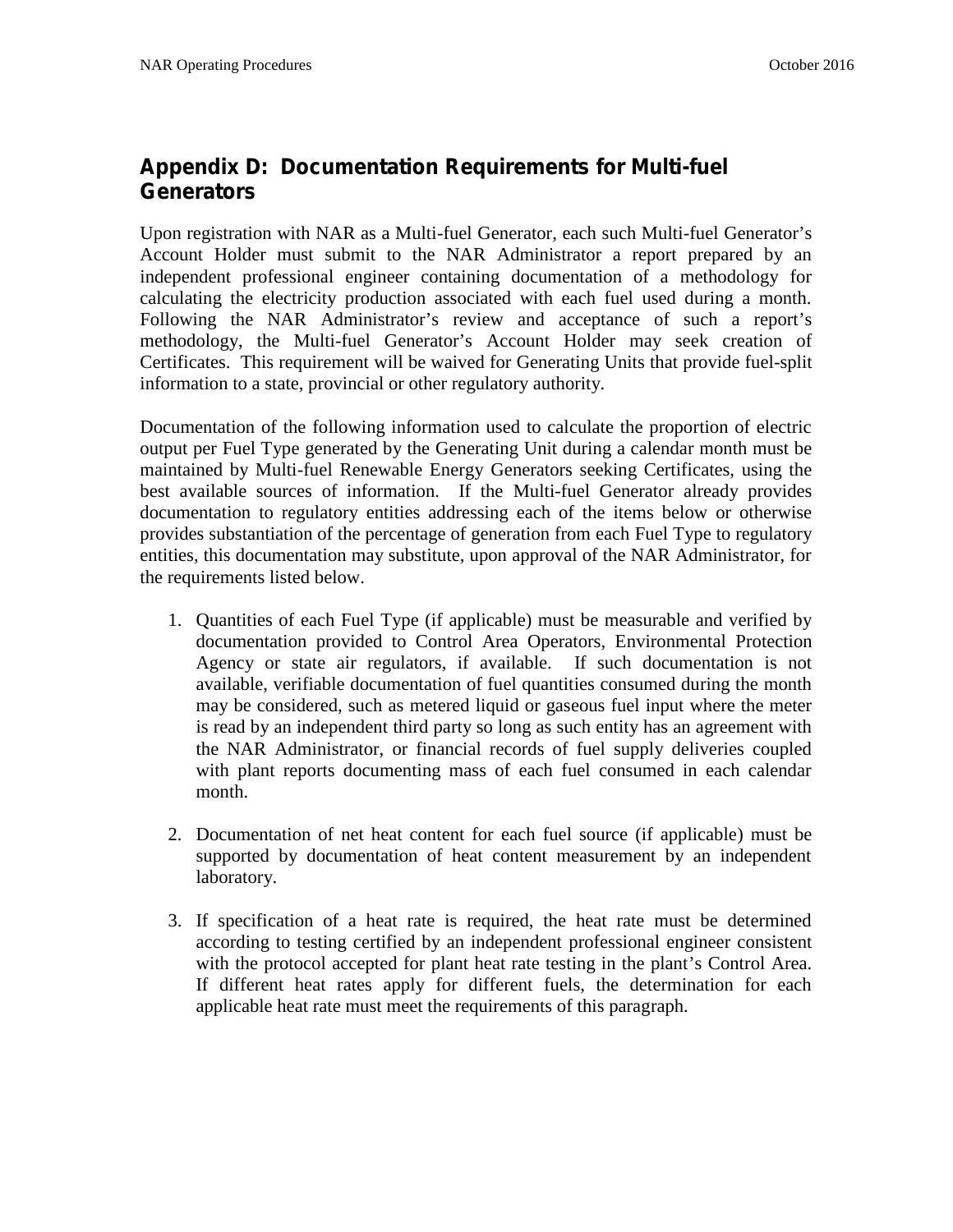## Appendix D: Documentation Requirements for Multi-fuel Generators

Upon registration with NAR as a Multi-fuel Generator, each such Multi-fuel Generator's Account Holder must submit to the NAR Administrator a report prepared by an independent professional engineer containing documentation of a methodology for calculating the electricity production associated with each fuel used during a month. Following the NAR Administrator's review and acceptance of such a report's methodology, the Multi-fuel Generator's Account Holder may seek creation of Certificates. This requirement will be waived for Generating Units that provide fuel-split information to a state, provincial or other regulatory authority.

Documentation of the following information used to calculate the proportion of electric output per Fuel Type generated by the Generating Unit during a calendar month must be maintained by Multi-fuel Renewable Energy Generators seeking Certificates, using the best available sources of information. If the Multi-fuel Generator already provides documentation to regulatory entities addressing each of the items below or otherwise provides substantiation of the percentage of generation from each Fuel Type to regulatory entities, this documentation may substitute, upon approval of the NAR Administrator, for the requirements listed below.

1. Quantities of each Fuel Type (if applicable) must be measurable and verified by documentation provided to Control Area Operators, Environmental Protection Agency or state air regulators, if available. If such documentation is not available, verifiable documentation of fuel quantities consumed during the month may be considered, such as metered liquid or gaseous fuel input where the meter is read by an independent third party so long as such entity has an agreement with the NAR Administrator, or financial records of fuel supply deliveries coupled with plant reports documenting mass of each fuel consumed in each calendar month.

2. Documentation of net heat content for each fuel source (if applicable) must be supported by documentation of heat content measurement by an independent laboratory.

3. If specification of a heat rate is required, the heat rate must be determined according to testing certified by an independent professional engineer consistent with the protocol accepted for plant heat rate testing in the plant's Control Area. If different heat rates apply for different fuels, the determination for each applicable heat rate must meet the requirements of this paragraph.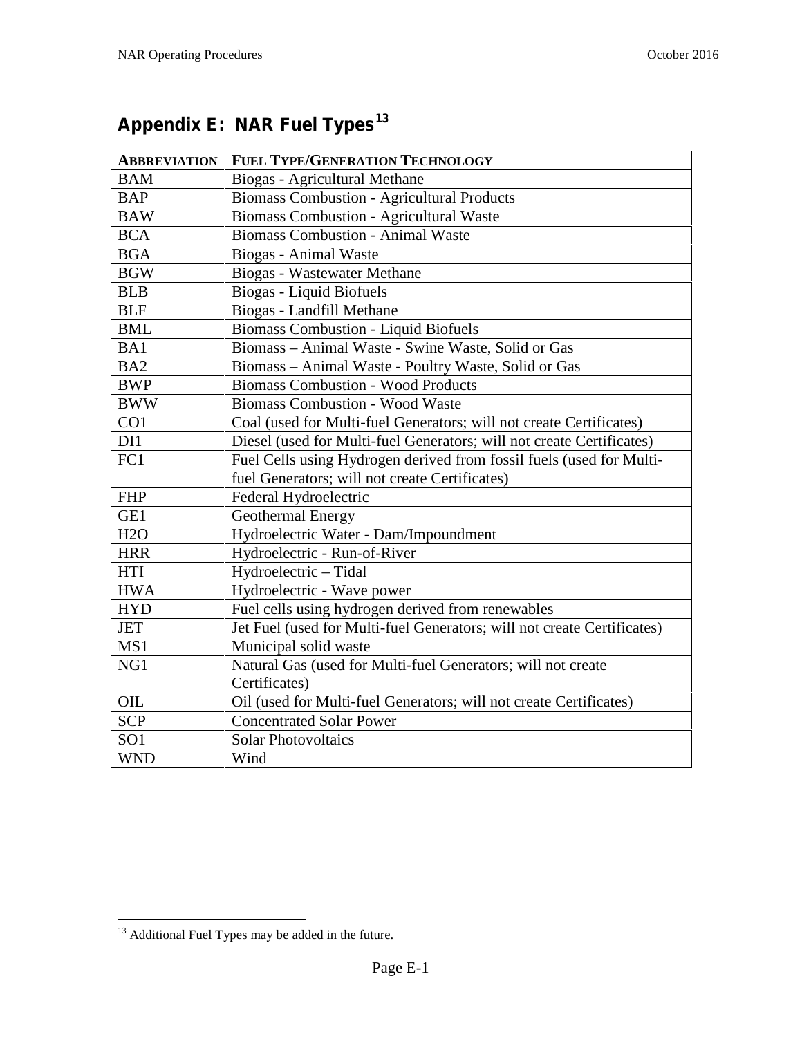## Appendix E: NAR Fuel Types[13]

| ABBREVIATION | FUEL TYPE/GENERATION TECHNOLOGY |
|---|---|
| BAM | Biogas - Agricultural Methane |
| BAP | Biomass Combustion - Agricultural Products |
| BAW | Biomass Combustion - Agricultural Waste |
| BCA | Biomass Combustion - Animal Waste |
| BGA | Biogas - Animal Waste |
| BGW | Biogas - Wastewater Methane |
| BLB | Biogas - Liquid Biofuels |
| BLF | Biogas - Landfill Methane |
| BML | Biomass Combustion - Liquid Biofuels |
| BA1 | Biomass – Animal Waste - Swine Waste, Solid or Gas |
| BA2 | Biomass – Animal Waste - Poultry Waste, Solid or Gas |
| BWP | Biomass Combustion - Wood Products |
| BWW | Biomass Combustion - Wood Waste |
| CO1 | Coal (used for Multi-fuel Generators; will not create Certificates) |
| DI1 | Diesel (used for Multi-fuel Generators; will not create Certificates) |
| FC1 | Fuel Cells using Hydrogen derived from fossil fuels (used for Multi-fuel Generators; will not create Certificates) |
| FHP | Federal Hydroelectric |
| GE1 | Geothermal Energy |
| H2O | Hydroelectric Water - Dam/Impoundment |
| HRR | Hydroelectric - Run-of-River |
| HTI | Hydroelectric – Tidal |
| HWA | Hydroelectric - Wave power |
| HYD | Fuel cells using hydrogen derived from renewables |
| JET | Jet Fuel (used for Multi-fuel Generators; will not create Certificates) |
| MS1 | Municipal solid waste |
| NG1 | Natural Gas (used for Multi-fuel Generators; will not create Certificates) |
| OIL | Oil (used for Multi-fuel Generators; will not create Certificates) |
| SCP | Concentrated Solar Power |
| SO1 | Solar Photovoltaics |
| WND | Wind |

[13] Additional Fuel Types may be added in the future.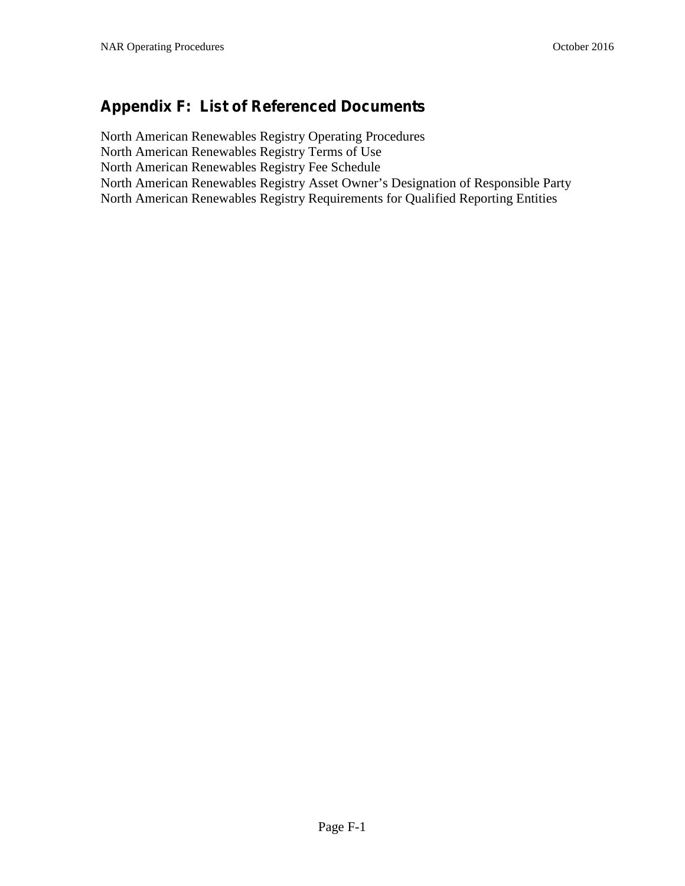## Appendix F: List of Referenced Documents

North American Renewables Registry Operating Procedures
North American Renewables Registry Terms of Use
North American Renewables Registry Fee Schedule
North American Renewables Registry Asset Owner's Designation of Responsible Party
North American Renewables Registry Requirements for Qualified Reporting Entities